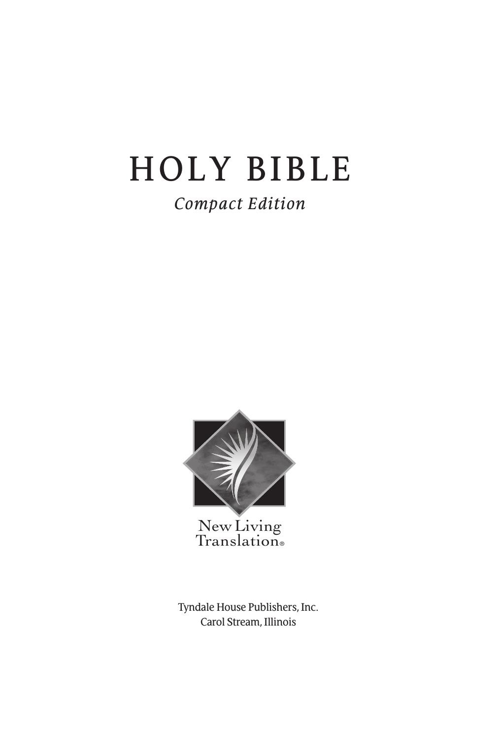# HOLY BIBLE

*Compact Edition*

New Living Translation®

Tyndale House Publishers, Inc.
Carol Stream, Illinois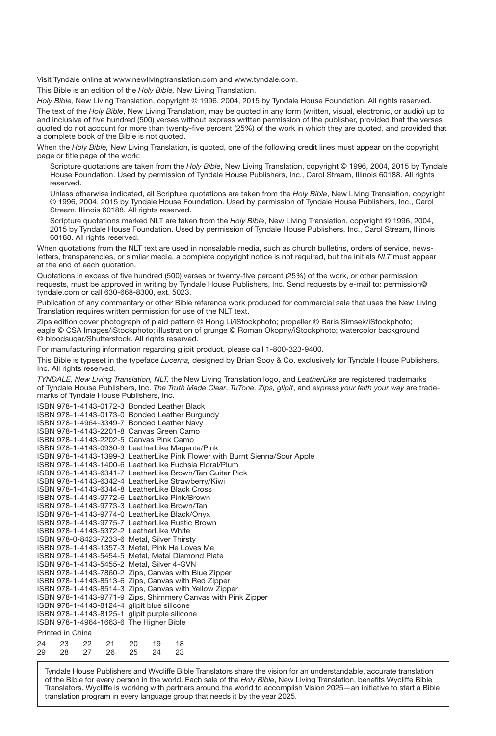Visit Tyndale online at www.newlivingtranslation.com and www.tyndale.com.

This Bible is an edition of the *Holy Bible,* New Living Translation.

*Holy Bible,* New Living Translation, copyright © 1996, 2004, 2015 by Tyndale House Foundation. All rights reserved.

The text of the *Holy Bible*, New Living Translation, may be quoted in any form (written, visual, electronic, or audio) up to and inclusive of five hundred (500) verses without express written permission of the publisher, provided that the verses quoted do not account for more than twenty-five percent (25%) of the work in which they are quoted, and provided that a complete book of the Bible is not quoted.

When the *Holy Bible,* New Living Translation, is quoted, one of the following credit lines must appear on the copyright page or title page of the work:

> Scripture quotations are taken from the *Holy Bible*, New Living Translation, copyright © 1996, 2004, 2015 by Tyndale House Foundation. Used by permission of Tyndale House Publishers, Inc., Carol Stream, Illinois 60188. All rights reserved.
>
> Unless otherwise indicated, all Scripture quotations are taken from the *Holy Bible*, New Living Translation, copyright © 1996, 2004, 2015 by Tyndale House Foundation. Used by permission of Tyndale House Publishers, Inc., Carol Stream, Illinois 60188. All rights reserved.
>
> Scripture quotations marked NLT are taken from the *Holy Bible*, New Living Translation, copyright © 1996, 2004, 2015 by Tyndale House Foundation. Used by permission of Tyndale House Publishers, Inc., Carol Stream, Illinois 60188. All rights reserved.

When quotations from the NLT text are used in nonsalable media, such as church bulletins, orders of service, newsletters, transparencies, or similar media, a complete copyright notice is not required, but the initials *NLT* must appear at the end of each quotation.

Quotations in excess of five hundred (500) verses or twenty-five percent (25%) of the work, or other permission requests, must be approved in writing by Tyndale House Publishers, Inc. Send requests by e-mail to: permission@tyndale.com or call 630-668-8300, ext. 5023.

Publication of any commentary or other Bible reference work produced for commercial sale that uses the New Living Translation requires written permission for use of the NLT text.

Zips edition cover photograph of plaid pattern © Hong Li/iStockphoto; propeller © Baris Simsek/iStockphoto; eagle © CSA Images/iStockphoto; illustration of grunge © Roman Okopny/iStockphoto; watercolor background © bloodsugar/Shutterstock. All rights reserved.

For manufacturing information regarding glipit product, please call 1-800-323-9400.

This Bible is typeset in the typeface *Lucerna,* designed by Brian Sooy & Co. exclusively for Tyndale House Publishers, Inc. All rights reserved.

*TYNDALE, New Living Translation, NLT,* the New Living Translation logo, and *LeatherLike* are registered trademarks of Tyndale House Publishers, Inc. *The Truth Made Clear*, *TuTone, Zips, glipit*, and *express your faith your way* are trademarks of Tyndale House Publishers, Inc.

ISBN 978-1-4143-0172-3 Bonded Leather Black
ISBN 978-1-4143-0173-0 Bonded Leather Burgundy
ISBN 978-1-4964-3349-7 Bonded Leather Navy
ISBN 978-1-4143-2201-8 Canvas Green Camo
ISBN 978-1-4143-2202-5 Canvas Pink Camo
ISBN 978-1-4143-0930-9 LeatherLike Magenta/Pink
ISBN 978-1-4143-1399-3 LeatherLike Pink Flower with Burnt Sienna/Sour Apple
ISBN 978-1-4143-1400-6 LeatherLike Fuchsia Floral/Plum
ISBN 978-1-4143-6341-7 LeatherLike Brown/Tan Guitar Pick
ISBN 978-1-4143-6342-4 LeatherLike Strawberry/Kiwi
ISBN 978-1-4143-6344-8 LeatherLike Black Cross
ISBN 978-1-4143-9772-6 LeatherLike Pink/Brown
ISBN 978-1-4143-9773-3 LeatherLike Brown/Tan
ISBN 978-1-4143-9774-0 LeatherLike Black/Onyx
ISBN 978-1-4143-9775-7 LeatherLike Rustic Brown
ISBN 978-1-4143-5372-2 LeatherLike White
ISBN 978-0-8423-7233-6 Metal, Silver Thirsty
ISBN 978-1-4143-1357-3 Metal, Pink He Loves Me
ISBN 978-1-4143-5454-5 Metal, Metal Diamond Plate
ISBN 978-1-4143-5455-2 Metal, Silver 4-GVN
ISBN 978-1-4143-7860-2 Zips, Canvas with Blue Zipper
ISBN 978-1-4143-8513-6 Zips, Canvas with Red Zipper
ISBN 978-1-4143-8514-3 Zips, Canvas with Yellow Zipper
ISBN 978-1-4143-9771-9 Zips, Shimmery Canvas with Pink Zipper
ISBN 978-1-4143-8124-4 glipit blue silicone
ISBN 978-1-4143-8125-1 glipit purple silicone
ISBN 978-1-4964-1663-6 The Higher Bible

Printed in China

24 23 22 21 20 19 18
29 28 27 26 25 24 23

Tyndale House Publishers and Wycliffe Bible Translators share the vision for an understandable, accurate translation of the Bible for every person in the world. Each sale of the *Holy Bible*, New Living Translation, benefits Wycliffe Bible Translators. Wycliffe is working with partners around the world to accomplish Vision 2025—an initiative to start a Bible translation program in every language group that needs it by the year 2025.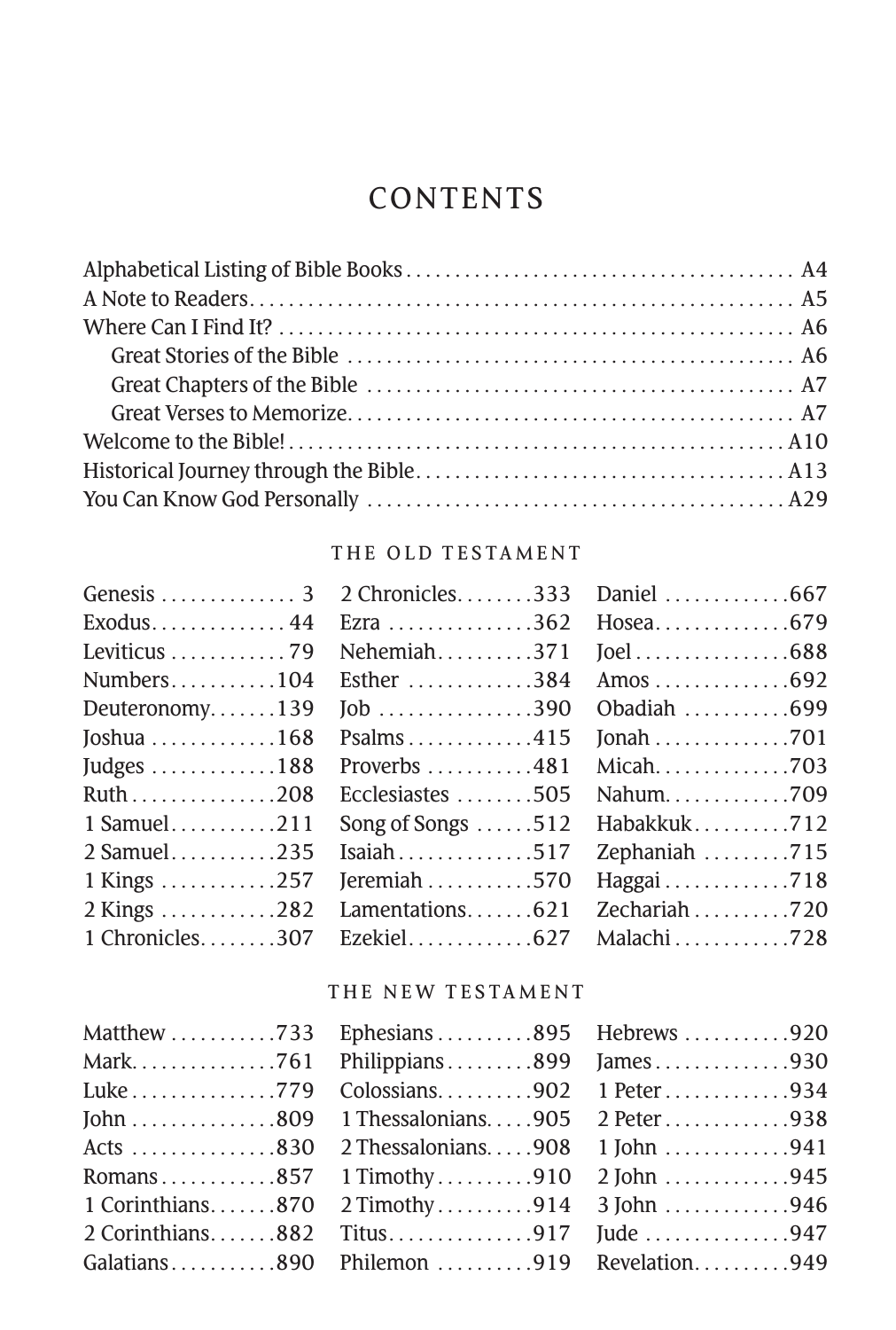# CONTENTS

- Alphabetical Listing of Bible Books . . . . . A4
- A Note to Readers . . . . . A5
- Where Can I Find It? . . . . . A6
  - Great Stories of the Bible . . . . . A6
  - Great Chapters of the Bible . . . . . A7
  - Great Verses to Memorize . . . . . A7
- Welcome to the Bible! . . . . . A10
- Historical Journey through the Bible . . . . . A13
- You Can Know God Personally . . . . . A29

## THE OLD TESTAMENT

| | | | | | |
|---|---|---|---|---|---|
| Genesis | 3 | 2 Chronicles | 333 | Daniel | 667 |
| Exodus | 44 | Ezra | 362 | Hosea | 679 |
| Leviticus | 79 | Nehemiah | 371 | Joel | 688 |
| Numbers | 104 | Esther | 384 | Amos | 692 |
| Deuteronomy | 139 | Job | 390 | Obadiah | 699 |
| Joshua | 168 | Psalms | 415 | Jonah | 701 |
| Judges | 188 | Proverbs | 481 | Micah | 703 |
| Ruth | 208 | Ecclesiastes | 505 | Nahum | 709 |
| 1 Samuel | 211 | Song of Songs | 512 | Habakkuk | 712 |
| 2 Samuel | 235 | Isaiah | 517 | Zephaniah | 715 |
| 1 Kings | 257 | Jeremiah | 570 | Haggai | 718 |
| 2 Kings | 282 | Lamentations | 621 | Zechariah | 720 |
| 1 Chronicles | 307 | Ezekiel | 627 | Malachi | 728 |

## THE NEW TESTAMENT

| | | | | | |
|---|---|---|---|---|---|
| Matthew | 733 | Ephesians | 895 | Hebrews | 920 |
| Mark | 761 | Philippians | 899 | James | 930 |
| Luke | 779 | Colossians | 902 | 1 Peter | 934 |
| John | 809 | 1 Thessalonians | 905 | 2 Peter | 938 |
| Acts | 830 | 2 Thessalonians | 908 | 1 John | 941 |
| Romans | 857 | 1 Timothy | 910 | 2 John | 945 |
| 1 Corinthians | 870 | 2 Timothy | 914 | 3 John | 946 |
| 2 Corinthians | 882 | Titus | 917 | Jude | 947 |
| Galatians | 890 | Philemon | 919 | Revelation | 949 |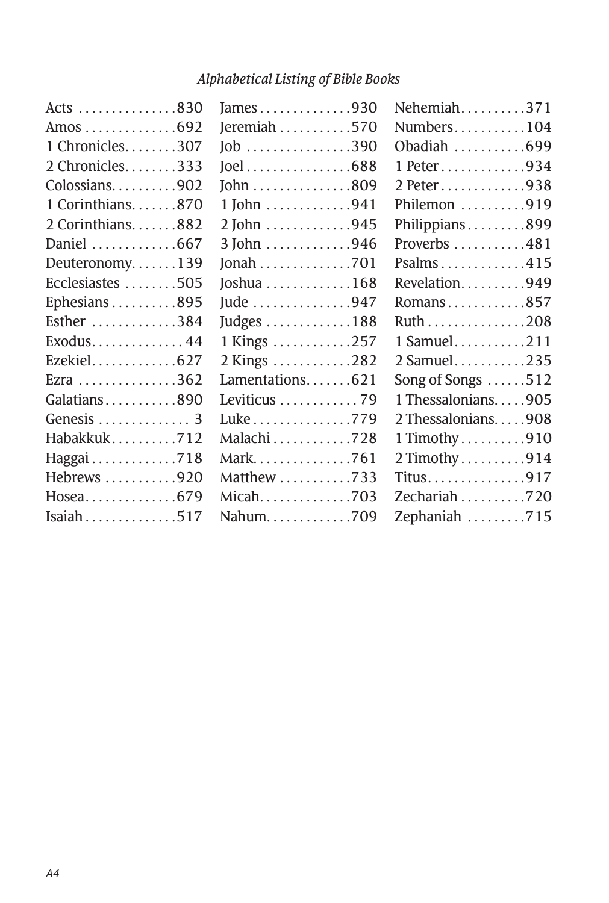*Alphabetical Listing of Bible Books*

Acts . . . . . . . . . . . . . . .830
Amos . . . . . . . . . . . . . .692
1 Chronicles. . . . . . . .307
2 Chronicles. . . . . . . .333
Colossians. . . . . . . . . .902
1 Corinthians. . . . . . .870
2 Corinthians. . . . . . .882
Daniel . . . . . . . . . . . . .667
Deuteronomy. . . . . . .139
Ecclesiastes . . . . . . . .505
Ephesians . . . . . . . . . .895
Esther . . . . . . . . . . . . .384
Exodus. . . . . . . . . . . . . . 44
Ezekiel. . . . . . . . . . . . .627
Ezra . . . . . . . . . . . . . . .362
Galatians . . . . . . . . . . .890
Genesis . . . . . . . . . . . . . . 3
Habakkuk. . . . . . . . . .712
Haggai . . . . . . . . . . . . .718
Hebrews . . . . . . . . . . .920
Hosea. . . . . . . . . . . . . .679
Isaiah . . . . . . . . . . . . . .517
James . . . . . . . . . . . . . .930
Jeremiah . . . . . . . . . . .570
Job . . . . . . . . . . . . . . . .390
Joel . . . . . . . . . . . . . . . .688
John . . . . . . . . . . . . . . .809
1 John . . . . . . . . . . . . .941
2 John . . . . . . . . . . . . .945
3 John . . . . . . . . . . . . .946
Jonah . . . . . . . . . . . . . .701
Joshua . . . . . . . . . . . . .168
Jude . . . . . . . . . . . . . . .947
Judges . . . . . . . . . . . . .188
1 Kings . . . . . . . . . . . .257
2 Kings . . . . . . . . . . . .282
Lamentations. . . . . . .621
Leviticus . . . . . . . . . . . . 79
Luke . . . . . . . . . . . . . . .779
Malachi . . . . . . . . . . . .728
Mark. . . . . . . . . . . . . . .761
Matthew . . . . . . . . . . .733
Micah. . . . . . . . . . . . . .703
Nahum. . . . . . . . . . . . .709
Nehemiah. . . . . . . . . .371
Numbers. . . . . . . . . . .104
Obadiah . . . . . . . . . . .699
1 Peter . . . . . . . . . . . . .934
2 Peter . . . . . . . . . . . . .938
Philemon . . . . . . . . . .919
Philippians . . . . . . . . .899
Proverbs . . . . . . . . . . .481
Psalms . . . . . . . . . . . . .415
Revelation. . . . . . . . . .949
Romans . . . . . . . . . . . .857
Ruth . . . . . . . . . . . . . . .208
1 Samuel. . . . . . . . . . .211
2 Samuel. . . . . . . . . . .235
Song of Songs . . . . . .512
1 Thessalonians. . . . .905
2 Thessalonians. . . . .908
1 Timothy . . . . . . . . . .910
2 Timothy . . . . . . . . . .914
Titus. . . . . . . . . . . . . . .917
Zechariah . . . . . . . . . .720
Zephaniah . . . . . . . . .715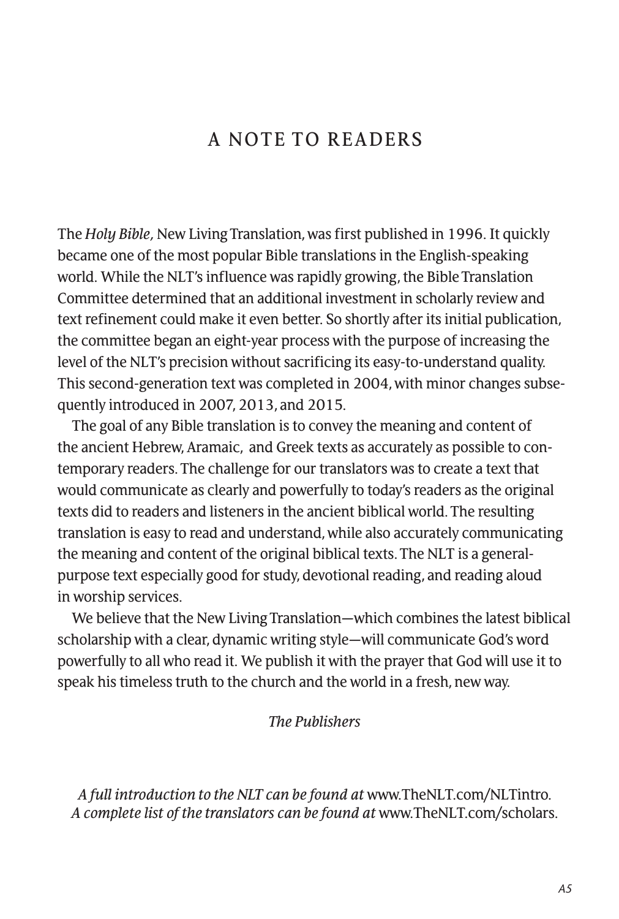# A NOTE TO READERS

The *Holy Bible,* New Living Translation, was first published in 1996. It quickly became one of the most popular Bible translations in the English-speaking world. While the NLT's influence was rapidly growing, the Bible Translation Committee determined that an additional investment in scholarly review and text refinement could make it even better. So shortly after its initial publication, the committee began an eight-year process with the purpose of increasing the level of the NLT's precision without sacrificing its easy-to-understand quality. This second-generation text was completed in 2004, with minor changes subsequently introduced in 2007, 2013, and 2015.

The goal of any Bible translation is to convey the meaning and content of the ancient Hebrew, Aramaic, and Greek texts as accurately as possible to contemporary readers. The challenge for our translators was to create a text that would communicate as clearly and powerfully to today's readers as the original texts did to readers and listeners in the ancient biblical world. The resulting translation is easy to read and understand, while also accurately communicating the meaning and content of the original biblical texts. The NLT is a general-purpose text especially good for study, devotional reading, and reading aloud in worship services.

We believe that the New Living Translation—which combines the latest biblical scholarship with a clear, dynamic writing style—will communicate God's word powerfully to all who read it. We publish it with the prayer that God will use it to speak his timeless truth to the church and the world in a fresh, new way.

*The Publishers*

*A full introduction to the NLT can be found at* www.TheNLT.com/NLTintro.
*A complete list of the translators can be found at* www.TheNLT.com/scholars.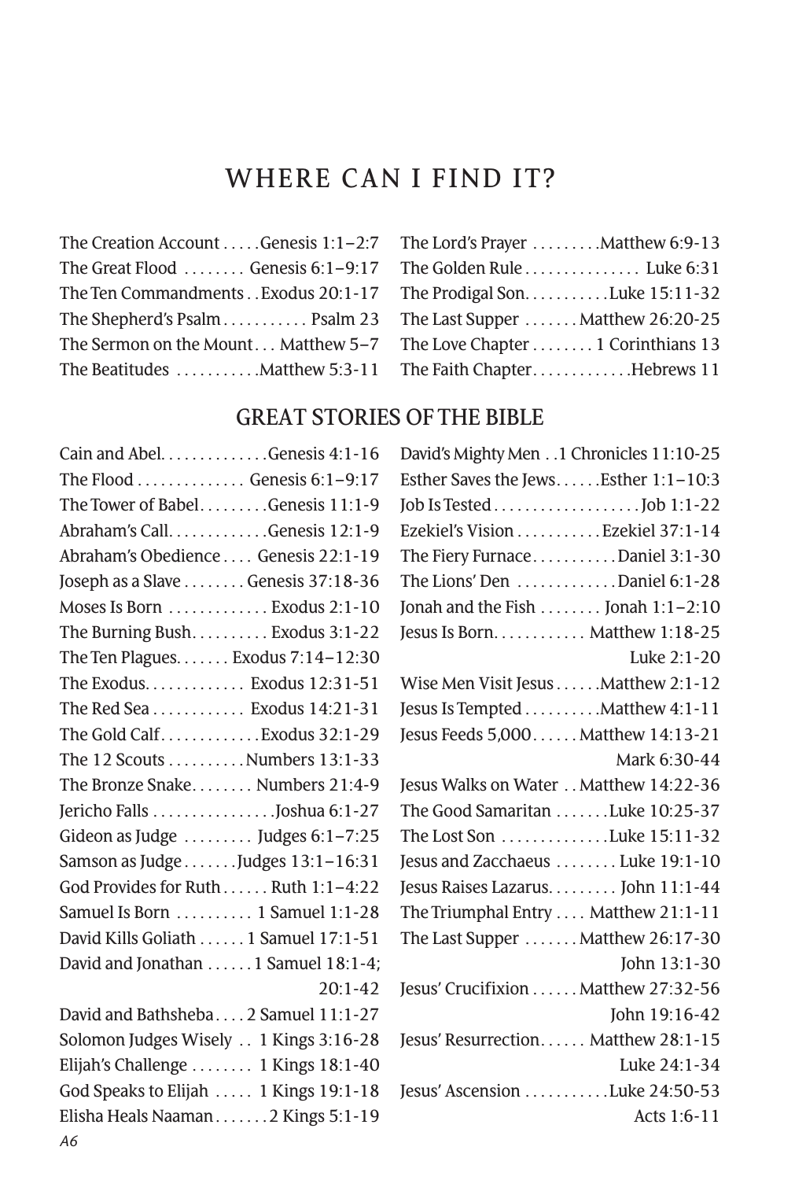# WHERE CAN I FIND IT?

- The Creation Account . . . . . Genesis 1:1–2:7
- The Great Flood . . . . . . . . Genesis 6:1–9:17
- The Ten Commandments . . Exodus 20:1-17
- The Shepherd's Psalm . . . . . . . . . . . Psalm 23
- The Sermon on the Mount . . . Matthew 5–7
- The Beatitudes . . . . . . . . . . Matthew 5:3-11
- The Lord's Prayer . . . . . . . . . Matthew 6:9-13
- The Golden Rule . . . . . . . . . . . . . . Luke 6:31
- The Prodigal Son. . . . . . . . . . . Luke 15:11-32
- The Last Supper . . . . . . . Matthew 26:20-25
- The Love Chapter . . . . . . . . 1 Corinthians 13
- The Faith Chapter. . . . . . . . . . . . Hebrews 11

## GREAT STORIES OF THE BIBLE

- Cain and Abel. . . . . . . . . . . . . Genesis 4:1-16
- The Flood . . . . . . . . . . . . . Genesis 6:1–9:17
- The Tower of Babel. . . . . . . . . Genesis 11:1-9
- Abraham's Call. . . . . . . . . . . . Genesis 12:1-9
- Abraham's Obedience . . . . Genesis 22:1-19
- Joseph as a Slave . . . . . . . . Genesis 37:18-36
- Moses Is Born . . . . . . . . . . . . . Exodus 2:1-10
- The Burning Bush. . . . . . . . . . Exodus 3:1-22
- The Ten Plagues. . . . . . . Exodus 7:14–12:30
- The Exodus. . . . . . . . . . . . . Exodus 12:31-51
- The Red Sea . . . . . . . . . . . . Exodus 14:21-31
- The Gold Calf. . . . . . . . . . . . Exodus 32:1-29
- The 12 Scouts . . . . . . . . . . Numbers 13:1-33
- The Bronze Snake. . . . . . . . Numbers 21:4-9
- Jericho Falls . . . . . . . . . . . . . . . . Joshua 6:1-27
- Gideon as Judge . . . . . . . . . Judges 6:1–7:25
- Samson as Judge . . . . . . . Judges 13:1–16:31
- God Provides for Ruth . . . . . . Ruth 1:1–4:22
- Samuel Is Born . . . . . . . . . . 1 Samuel 1:1-28
- David Kills Goliath . . . . . . 1 Samuel 17:1-51
- David and Jonathan . . . . . . 1 Samuel 18:1-4; 20:1-42
- David and Bathsheba . . . . 2 Samuel 11:1-27
- Solomon Judges Wisely . . 1 Kings 3:16-28
- Elijah's Challenge . . . . . . . . 1 Kings 18:1-40
- God Speaks to Elijah . . . . . 1 Kings 19:1-18
- Elisha Heals Naaman . . . . . . . 2 Kings 5:1-19
- David's Mighty Men . . 1 Chronicles 11:10-25
- Esther Saves the Jews. . . . . . Esther 1:1–10:3
- Job Is Tested . . . . . . . . . . . . . . . . . . . Job 1:1-22
- Ezekiel's Vision . . . . . . . . . . . Ezekiel 37:1-14
- The Fiery Furnace. . . . . . . . . . . Daniel 3:1-30
- The Lions' Den . . . . . . . . . . . . . Daniel 6:1-28
- Jonah and the Fish . . . . . . . . Jonah 1:1–2:10
- Jesus Is Born. . . . . . . . . . . . Matthew 1:18-25; Luke 2:1-20
- Wise Men Visit Jesus . . . . . . Matthew 2:1-12
- Jesus Is Tempted . . . . . . . . . . Matthew 4:1-11
- Jesus Feeds 5,000. . . . . . Matthew 14:13-21; Mark 6:30-44
- Jesus Walks on Water . . Matthew 14:22-36
- The Good Samaritan . . . . . . . Luke 10:25-37
- The Lost Son . . . . . . . . . . . . . Luke 15:11-32
- Jesus and Zacchaeus . . . . . . . . Luke 19:1-10
- Jesus Raises Lazarus. . . . . . . . . John 11:1-44
- The Triumphal Entry . . . . Matthew 21:1-11
- The Last Supper . . . . . . . Matthew 26:17-30; John 13:1-30
- Jesus' Crucifixion . . . . . . Matthew 27:32-56; John 19:16-42
- Jesus' Resurrection. . . . . . Matthew 28:1-15; Luke 24:1-34
- Jesus' Ascension . . . . . . . . . . Luke 24:50-53; Acts 1:6-11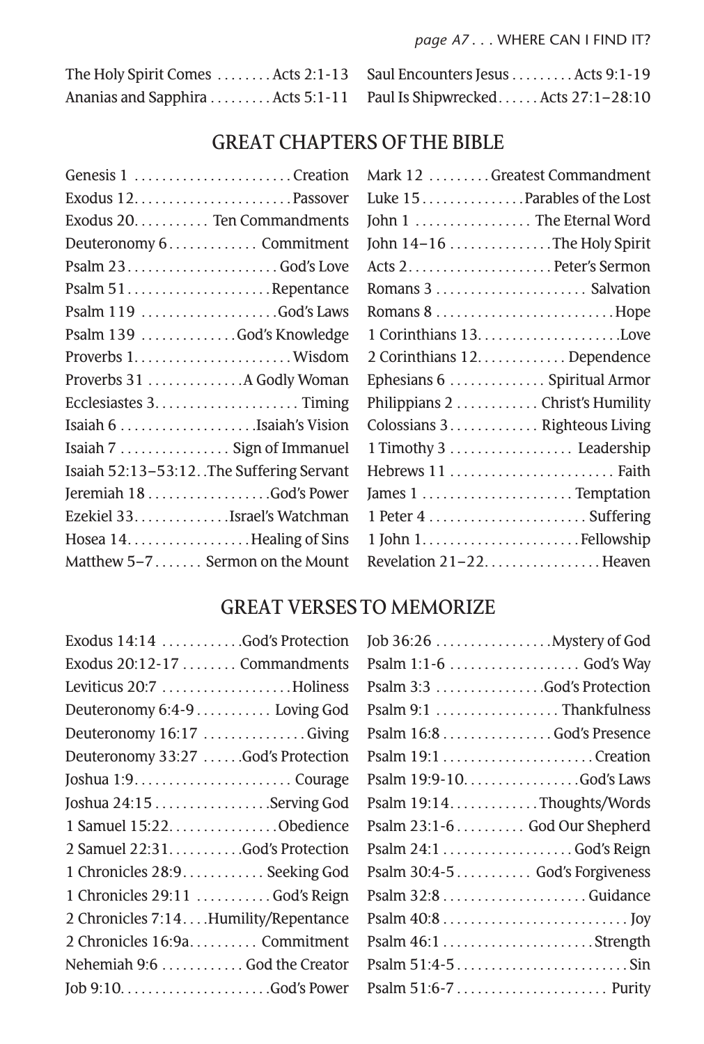The Holy Spirit Comes . . . . . . . . Acts 2:1-13
Ananias and Sapphira . . . . . . . . . Acts 5:1-11
Saul Encounters Jesus . . . . . . . . . Acts 9:1-19
Paul Is Shipwrecked. . . . . . Acts 27:1–28:10

## GREAT CHAPTERS OF THE BIBLE

Genesis 1 . . . . . . . . . . . . . . . . . . . . . . . Creation
Exodus 12. . . . . . . . . . . . . . . . . . . . . . . Passover
Exodus 20. . . . . . . . . . . Ten Commandments
Deuteronomy 6 . . . . . . . . . . . . . Commitment
Psalm 23 . . . . . . . . . . . . . . . . . . . . . . God's Love
Psalm 51 . . . . . . . . . . . . . . . . . . . . . Repentance
Psalm 119 . . . . . . . . . . . . . . . . . . . . God's Laws
Psalm 139 . . . . . . . . . . . . . . God's Knowledge
Proverbs 1. . . . . . . . . . . . . . . . . . . . . . . Wisdom
Proverbs 31 . . . . . . . . . . . . . . A Godly Woman
Ecclesiastes 3. . . . . . . . . . . . . . . . . . . . . Timing
Isaiah 6 . . . . . . . . . . . . . . . . . . . . Isaiah's Vision
Isaiah 7 . . . . . . . . . . . . . . . . Sign of Immanuel
Isaiah 52:13–53:12. . The Suffering Servant
Jeremiah 18 . . . . . . . . . . . . . . . . . . God's Power
Ezekiel 33. . . . . . . . . . . . . . Israel's Watchman
Hosea 14. . . . . . . . . . . . . . . . . . Healing of Sins
Matthew 5–7 . . . . . . . Sermon on the Mount
Mark 12 . . . . . . . . . Greatest Commandment
Luke 15 . . . . . . . . . . . . . . . Parables of the Lost
John 1 . . . . . . . . . . . . . . . . . The Eternal Word
John 14–16 . . . . . . . . . . . . . . . The Holy Spirit
Acts 2. . . . . . . . . . . . . . . . . . . . . . Peter's Sermon
Romans 3 . . . . . . . . . . . . . . . . . . . . . . Salvation
Romans 8 . . . . . . . . . . . . . . . . . . . . . . . . . . Hope
1 Corinthians 13. . . . . . . . . . . . . . . . . . . . . Love
2 Corinthians 12. . . . . . . . . . . . . Dependence
Ephesians 6 . . . . . . . . . . . . . . Spiritual Armor
Philippians 2 . . . . . . . . . . . . Christ's Humility
Colossians 3 . . . . . . . . . . . . . Righteous Living
1 Timothy 3 . . . . . . . . . . . . . . . . . . Leadership
Hebrews 11 . . . . . . . . . . . . . . . . . . . . . . . . . Faith
James 1 . . . . . . . . . . . . . . . . . . . . . . Temptation
1 Peter 4 . . . . . . . . . . . . . . . . . . . . . . . Suffering
1 John 1. . . . . . . . . . . . . . . . . . . . . . . Fellowship
Revelation 21–22. . . . . . . . . . . . . . . . . Heaven

## GREAT VERSES TO MEMORIZE

Exodus 14:14 . . . . . . . . . . . . God's Protection
Exodus 20:12-17 . . . . . . . . Commandments
Leviticus 20:7 . . . . . . . . . . . . . . . . . . . Holiness
Deuteronomy 6:4-9 . . . . . . . . . . . Loving God
Deuteronomy 16:17 . . . . . . . . . . . . . . . Giving
Deuteronomy 33:27 . . . . . . God's Protection
Joshua 1:9. . . . . . . . . . . . . . . . . . . . . . . Courage
Joshua 24:15 . . . . . . . . . . . . . . . . . Serving God
1 Samuel 15:22. . . . . . . . . . . . . . . . Obedience
2 Samuel 22:31. . . . . . . . . . . God's Protection
1 Chronicles 28:9. . . . . . . . . . . . Seeking God
1 Chronicles 29:11 . . . . . . . . . . . God's Reign
2 Chronicles 7:14. . . . Humility/Repentance
2 Chronicles 16:9a. . . . . . . . . . Commitment
Nehemiah 9:6 . . . . . . . . . . . . God the Creator
Job 9:10. . . . . . . . . . . . . . . . . . . . . . God's Power
Job 36:26 . . . . . . . . . . . . . . . . . Mystery of God
Psalm 1:1-6 . . . . . . . . . . . . . . . . . . . God's Way
Psalm 3:3 . . . . . . . . . . . . . . . . God's Protection
Psalm 9:1 . . . . . . . . . . . . . . . . . . Thankfulness
Psalm 16:8 . . . . . . . . . . . . . . . . God's Presence
Psalm 19:1 . . . . . . . . . . . . . . . . . . . . . . Creation
Psalm 19:9-10. . . . . . . . . . . . . . . . . God's Laws
Psalm 19:14. . . . . . . . . . . . . Thoughts/Words
Psalm 23:1-6 . . . . . . . . . . God Our Shepherd
Psalm 24:1 . . . . . . . . . . . . . . . . . . . God's Reign
Psalm 30:4-5 . . . . . . . . . . . God's Forgiveness
Psalm 32:8 . . . . . . . . . . . . . . . . . . . . . Guidance
Psalm 40:8 . . . . . . . . . . . . . . . . . . . . . . . . . . . Joy
Psalm 46:1 . . . . . . . . . . . . . . . . . . . . . . Strength
Psalm 51:4-5 . . . . . . . . . . . . . . . . . . . . . . . . . Sin
Psalm 51:6-7 . . . . . . . . . . . . . . . . . . . . . . Purity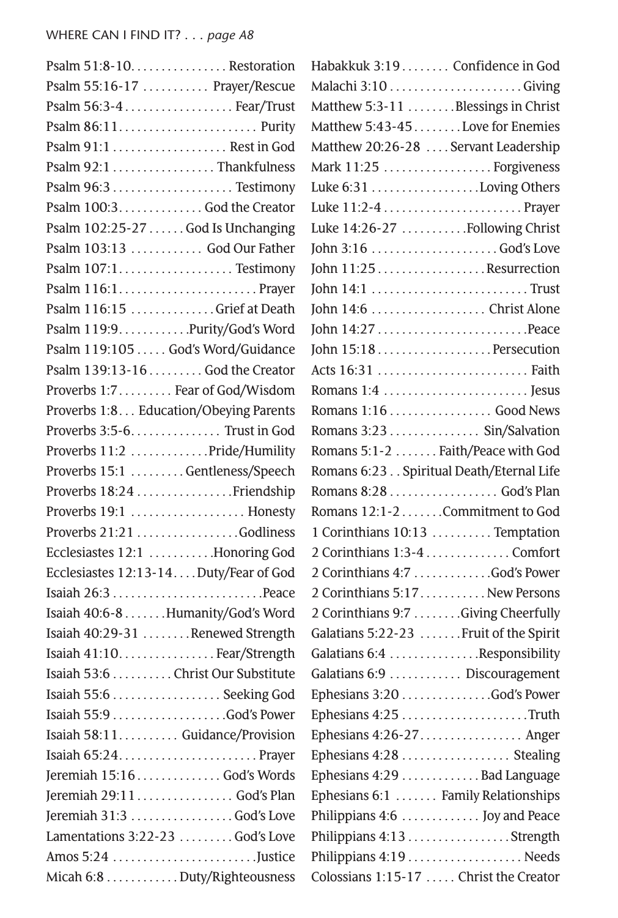## WHERE CAN I FIND IT? . . . *page A8*

| Reference | Topic |
|---|---|
| Psalm 51:8-10 | Restoration |
| Psalm 55:16-17 | Prayer/Rescue |
| Psalm 56:3-4 | Fear/Trust |
| Psalm 86:11 | Purity |
| Psalm 91:1 | Rest in God |
| Psalm 92:1 | Thankfulness |
| Psalm 96:3 | Testimony |
| Psalm 100:3 | God the Creator |
| Psalm 102:25-27 | God Is Unchanging |
| Psalm 103:13 | God Our Father |
| Psalm 107:1 | Testimony |
| Psalm 116:1 | Prayer |
| Psalm 116:15 | Grief at Death |
| Psalm 119:9 | Purity/God's Word |
| Psalm 119:105 | God's Word/Guidance |
| Psalm 139:13-16 | God the Creator |
| Proverbs 1:7 | Fear of God/Wisdom |
| Proverbs 1:8 | Education/Obeying Parents |
| Proverbs 3:5-6 | Trust in God |
| Proverbs 11:2 | Pride/Humility |
| Proverbs 15:1 | Gentleness/Speech |
| Proverbs 18:24 | Friendship |
| Proverbs 19:1 | Honesty |
| Proverbs 21:21 | Godliness |
| Ecclesiastes 12:1 | Honoring God |
| Ecclesiastes 12:13-14 | Duty/Fear of God |
| Isaiah 26:3 | Peace |
| Isaiah 40:6-8 | Humanity/God's Word |
| Isaiah 40:29-31 | Renewed Strength |
| Isaiah 41:10 | Fear/Strength |
| Isaiah 53:6 | Christ Our Substitute |
| Isaiah 55:6 | Seeking God |
| Isaiah 55:9 | God's Power |
| Isaiah 58:11 | Guidance/Provision |
| Isaiah 65:24 | Prayer |
| Jeremiah 15:16 | God's Words |
| Jeremiah 29:11 | God's Plan |
| Jeremiah 31:3 | God's Love |
| Lamentations 3:22-23 | God's Love |
| Amos 5:24 | Justice |
| Micah 6:8 | Duty/Righteousness |
| Habakkuk 3:19 | Confidence in God |
| Malachi 3:10 | Giving |
| Matthew 5:3-11 | Blessings in Christ |
| Matthew 5:43-45 | Love for Enemies |
| Matthew 20:26-28 | Servant Leadership |
| Mark 11:25 | Forgiveness |
| Luke 6:31 | Loving Others |
| Luke 11:2-4 | Prayer |
| Luke 14:26-27 | Following Christ |
| John 3:16 | God's Love |
| John 11:25 | Resurrection |
| John 14:1 | Trust |
| John 14:6 | Christ Alone |
| John 14:27 | Peace |
| John 15:18 | Persecution |
| Acts 16:31 | Faith |
| Romans 1:4 | Jesus |
| Romans 1:16 | Good News |
| Romans 3:23 | Sin/Salvation |
| Romans 5:1-2 | Faith/Peace with God |
| Romans 6:23 | Spiritual Death/Eternal Life |
| Romans 8:28 | God's Plan |
| Romans 12:1-2 | Commitment to God |
| 1 Corinthians 10:13 | Temptation |
| 2 Corinthians 1:3-4 | Comfort |
| 2 Corinthians 4:7 | God's Power |
| 2 Corinthians 5:17 | New Persons |
| 2 Corinthians 9:7 | Giving Cheerfully |
| Galatians 5:22-23 | Fruit of the Spirit |
| Galatians 6:4 | Responsibility |
| Galatians 6:9 | Discouragement |
| Ephesians 3:20 | God's Power |
| Ephesians 4:25 | Truth |
| Ephesians 4:26-27 | Anger |
| Ephesians 4:28 | Stealing |
| Ephesians 4:29 | Bad Language |
| Ephesians 6:1 | Family Relationships |
| Philippians 4:6 | Joy and Peace |
| Philippians 4:13 | Strength |
| Philippians 4:19 | Needs |
| Colossians 1:15-17 | Christ the Creator |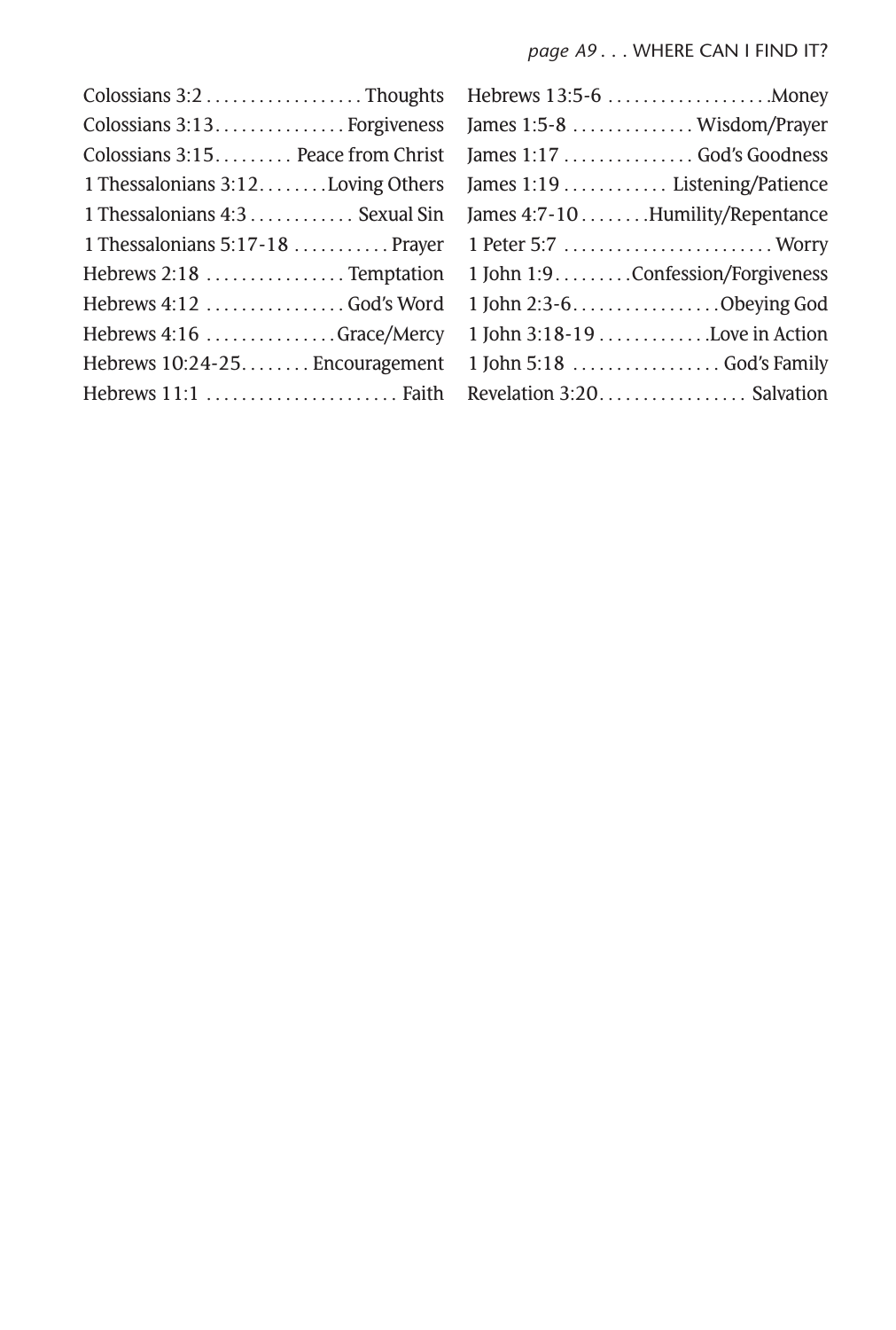Colossians 3:2 . . . . . . . . . . . . . . . . . . Thoughts
Colossians 3:13. . . . . . . . . . . . . . . Forgiveness
Colossians 3:15. . . . . . . . . Peace from Christ
1 Thessalonians 3:12. . . . . . . .Loving Others
1 Thessalonians 4:3 . . . . . . . . . . . . Sexual Sin
1 Thessalonians 5:17-18 . . . . . . . . . . . Prayer
Hebrews 2:18 . . . . . . . . . . . . . . . . Temptation
Hebrews 4:12 . . . . . . . . . . . . . . . . God's Word
Hebrews 4:16 . . . . . . . . . . . . . . .Grace/Mercy
Hebrews 10:24-25. . . . . . . . Encouragement
Hebrews 11:1 . . . . . . . . . . . . . . . . . . . . . . Faith
Hebrews 13:5-6 . . . . . . . . . . . . . . . . . . .Money
James 1:5-8 . . . . . . . . . . . . . . Wisdom/Prayer
James 1:17 . . . . . . . . . . . . . . . God's Goodness
James 1:19 . . . . . . . . . . . . Listening/Patience
James 4:7-10 . . . . . . . .Humility/Repentance
1 Peter 5:7 . . . . . . . . . . . . . . . . . . . . . . . . Worry
1 John 1:9. . . . . . . . .Confession/Forgiveness
1 John 2:3-6. . . . . . . . . . . . . . . . .Obeying God
1 John 3:18-19 . . . . . . . . . . . . .Love in Action
1 John 5:18 . . . . . . . . . . . . . . . . . God's Family
Revelation 3:20. . . . . . . . . . . . . . . . . Salvation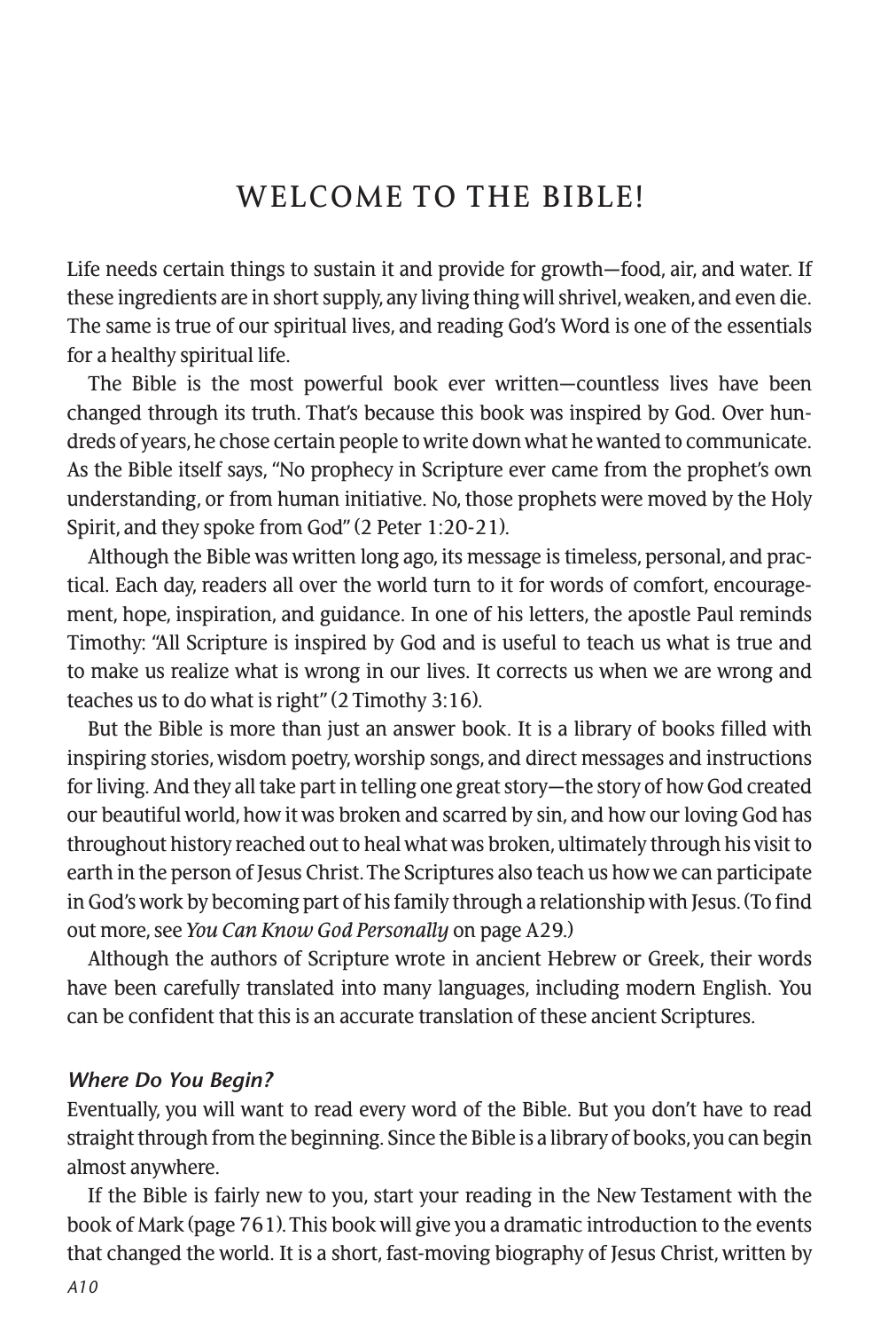# WELCOME TO THE BIBLE!

Life needs certain things to sustain it and provide for growth—food, air, and water. If these ingredients are in short supply, any living thing will shrivel, weaken, and even die. The same is true of our spiritual lives, and reading God's Word is one of the essentials for a healthy spiritual life.

The Bible is the most powerful book ever written—countless lives have been changed through its truth. That's because this book was inspired by God. Over hundreds of years, he chose certain people to write down what he wanted to communicate. As the Bible itself says, "No prophecy in Scripture ever came from the prophet's own understanding, or from human initiative. No, those prophets were moved by the Holy Spirit, and they spoke from God" (2 Peter 1:20-21).

Although the Bible was written long ago, its message is timeless, personal, and practical. Each day, readers all over the world turn to it for words of comfort, encouragement, hope, inspiration, and guidance. In one of his letters, the apostle Paul reminds Timothy: "All Scripture is inspired by God and is useful to teach us what is true and to make us realize what is wrong in our lives. It corrects us when we are wrong and teaches us to do what is right" (2 Timothy 3:16).

But the Bible is more than just an answer book. It is a library of books filled with inspiring stories, wisdom poetry, worship songs, and direct messages and instructions for living. And they all take part in telling one great story—the story of how God created our beautiful world, how it was broken and scarred by sin, and how our loving God has throughout history reached out to heal what was broken, ultimately through his visit to earth in the person of Jesus Christ. The Scriptures also teach us how we can participate in God's work by becoming part of his family through a relationship with Jesus. (To find out more, see *You Can Know God Personally* on page A29.)

Although the authors of Scripture wrote in ancient Hebrew or Greek, their words have been carefully translated into many languages, including modern English. You can be confident that this is an accurate translation of these ancient Scriptures.

### *Where Do You Begin?*

Eventually, you will want to read every word of the Bible. But you don't have to read straight through from the beginning. Since the Bible is a library of books, you can begin almost anywhere.

If the Bible is fairly new to you, start your reading in the New Testament with the book of Mark (page 761). This book will give you a dramatic introduction to the events that changed the world. It is a short, fast-moving biography of Jesus Christ, written by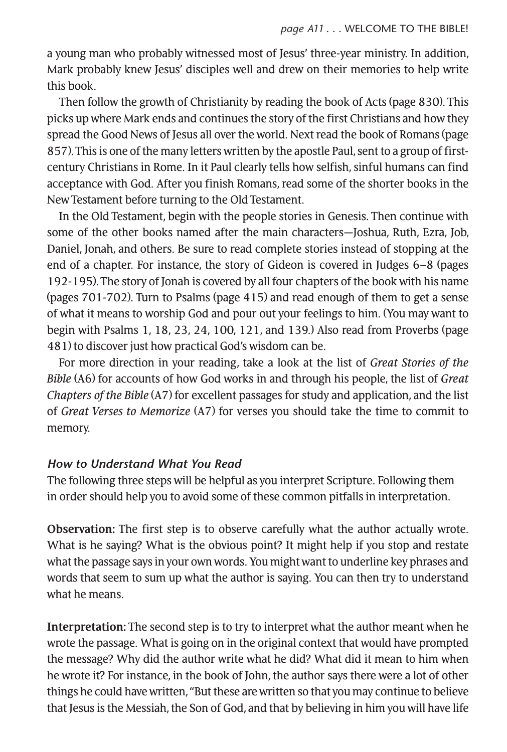a young man who probably witnessed most of Jesus' three-year ministry. In addition, Mark probably knew Jesus' disciples well and drew on their memories to help write this book.

Then follow the growth of Christianity by reading the book of Acts (page 830). This picks up where Mark ends and continues the story of the first Christians and how they spread the Good News of Jesus all over the world. Next read the book of Romans (page 857). This is one of the many letters written by the apostle Paul, sent to a group of first-century Christians in Rome. In it Paul clearly tells how selfish, sinful humans can find acceptance with God. After you finish Romans, read some of the shorter books in the New Testament before turning to the Old Testament.

In the Old Testament, begin with the people stories in Genesis. Then continue with some of the other books named after the main characters—Joshua, Ruth, Ezra, Job, Daniel, Jonah, and others. Be sure to read complete stories instead of stopping at the end of a chapter. For instance, the story of Gideon is covered in Judges 6–8 (pages 192-195). The story of Jonah is covered by all four chapters of the book with his name (pages 701-702). Turn to Psalms (page 415) and read enough of them to get a sense of what it means to worship God and pour out your feelings to him. (You may want to begin with Psalms 1, 18, 23, 24, 100, 121, and 139.) Also read from Proverbs (page 481) to discover just how practical God's wisdom can be.

For more direction in your reading, take a look at the list of *Great Stories of the Bible* (A6) for accounts of how God works in and through his people, the list of *Great Chapters of the Bible* (A7) for excellent passages for study and application, and the list of *Great Verses to Memorize* (A7) for verses you should take the time to commit to memory.

### *How to Understand What You Read*

The following three steps will be helpful as you interpret Scripture. Following them in order should help you to avoid some of these common pitfalls in interpretation.

**Observation:** The first step is to observe carefully what the author actually wrote. What is he saying? What is the obvious point? It might help if you stop and restate what the passage says in your own words. You might want to underline key phrases and words that seem to sum up what the author is saying. You can then try to understand what he means.

**Interpretation:** The second step is to try to interpret what the author meant when he wrote the passage. What is going on in the original context that would have prompted the message? Why did the author write what he did? What did it mean to him when he wrote it? For instance, in the book of John, the author says there were a lot of other things he could have written, "But these are written so that you may continue to believe that Jesus is the Messiah, the Son of God, and that by believing in him you will have life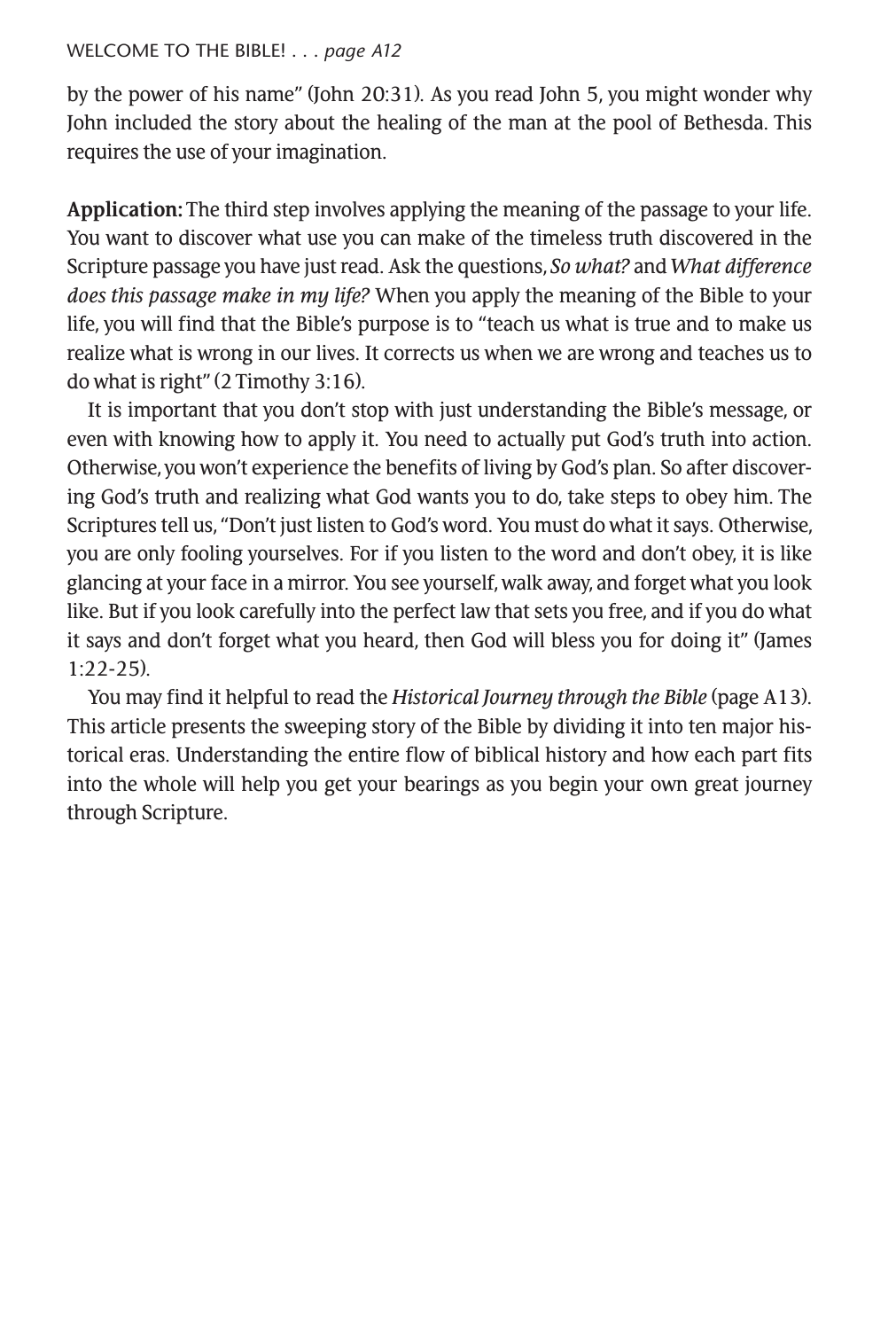by the power of his name" (John 20:31). As you read John 5, you might wonder why John included the story about the healing of the man at the pool of Bethesda. This requires the use of your imagination.

**Application:** The third step involves applying the meaning of the passage to your life. You want to discover what use you can make of the timeless truth discovered in the Scripture passage you have just read. Ask the questions, *So what?* and *What difference does this passage make in my life?* When you apply the meaning of the Bible to your life, you will find that the Bible's purpose is to "teach us what is true and to make us realize what is wrong in our lives. It corrects us when we are wrong and teaches us to do what is right" (2 Timothy 3:16).

It is important that you don't stop with just understanding the Bible's message, or even with knowing how to apply it. You need to actually put God's truth into action. Otherwise, you won't experience the benefits of living by God's plan. So after discovering God's truth and realizing what God wants you to do, take steps to obey him. The Scriptures tell us, "Don't just listen to God's word. You must do what it says. Otherwise, you are only fooling yourselves. For if you listen to the word and don't obey, it is like glancing at your face in a mirror. You see yourself, walk away, and forget what you look like. But if you look carefully into the perfect law that sets you free, and if you do what it says and don't forget what you heard, then God will bless you for doing it" (James 1:22-25).

You may find it helpful to read the *Historical Journey through the Bible* (page A13). This article presents the sweeping story of the Bible by dividing it into ten major historical eras. Understanding the entire flow of biblical history and how each part fits into the whole will help you get your bearings as you begin your own great journey through Scripture.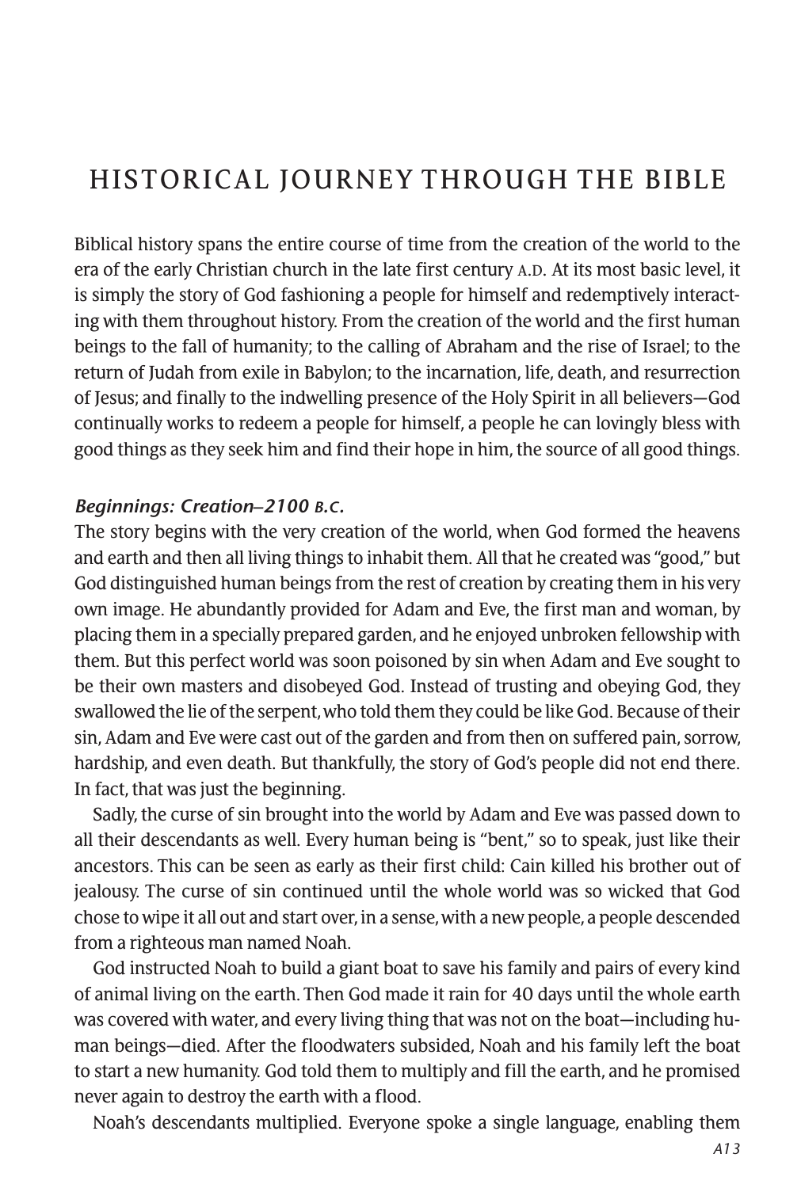# HISTORICAL JOURNEY THROUGH THE BIBLE

Biblical history spans the entire course of time from the creation of the world to the era of the early Christian church in the late first century A.D. At its most basic level, it is simply the story of God fashioning a people for himself and redemptively interacting with them throughout history. From the creation of the world and the first human beings to the fall of humanity; to the calling of Abraham and the rise of Israel; to the return of Judah from exile in Babylon; to the incarnation, life, death, and resurrection of Jesus; and finally to the indwelling presence of the Holy Spirit in all believers—God continually works to redeem a people for himself, a people he can lovingly bless with good things as they seek him and find their hope in him, the source of all good things.

### *Beginnings: Creation–2100 B.C.*

The story begins with the very creation of the world, when God formed the heavens and earth and then all living things to inhabit them. All that he created was "good," but God distinguished human beings from the rest of creation by creating them in his very own image. He abundantly provided for Adam and Eve, the first man and woman, by placing them in a specially prepared garden, and he enjoyed unbroken fellowship with them. But this perfect world was soon poisoned by sin when Adam and Eve sought to be their own masters and disobeyed God. Instead of trusting and obeying God, they swallowed the lie of the serpent, who told them they could be like God. Because of their sin, Adam and Eve were cast out of the garden and from then on suffered pain, sorrow, hardship, and even death. But thankfully, the story of God's people did not end there. In fact, that was just the beginning.

Sadly, the curse of sin brought into the world by Adam and Eve was passed down to all their descendants as well. Every human being is "bent," so to speak, just like their ancestors. This can be seen as early as their first child: Cain killed his brother out of jealousy. The curse of sin continued until the whole world was so wicked that God chose to wipe it all out and start over, in a sense, with a new people, a people descended from a righteous man named Noah.

God instructed Noah to build a giant boat to save his family and pairs of every kind of animal living on the earth. Then God made it rain for 40 days until the whole earth was covered with water, and every living thing that was not on the boat—including human beings—died. After the floodwaters subsided, Noah and his family left the boat to start a new humanity. God told them to multiply and fill the earth, and he promised never again to destroy the earth with a flood.

Noah's descendants multiplied. Everyone spoke a single language, enabling them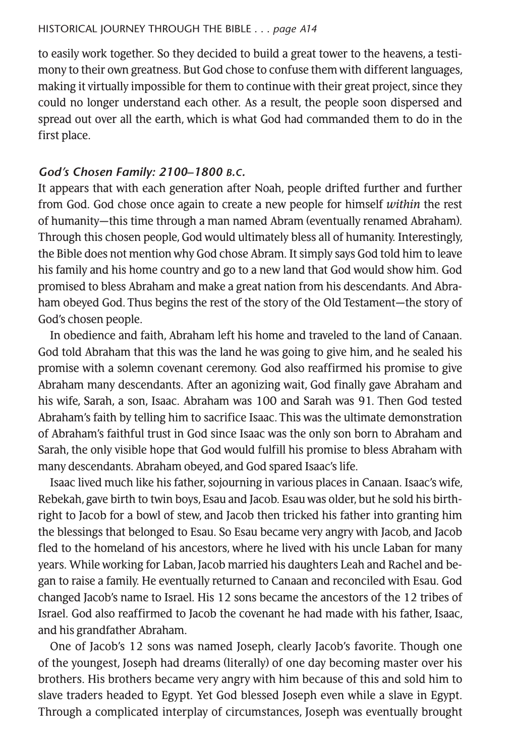to easily work together. So they decided to build a great tower to the heavens, a testimony to their own greatness. But God chose to confuse them with different languages, making it virtually impossible for them to continue with their great project, since they could no longer understand each other. As a result, the people soon dispersed and spread out over all the earth, which is what God had commanded them to do in the first place.

### *God's Chosen Family: 2100–1800 B.C.*

It appears that with each generation after Noah, people drifted further and further from God. God chose once again to create a new people for himself *within* the rest of humanity—this time through a man named Abram (eventually renamed Abraham). Through this chosen people, God would ultimately bless all of humanity. Interestingly, the Bible does not mention why God chose Abram. It simply says God told him to leave his family and his home country and go to a new land that God would show him. God promised to bless Abraham and make a great nation from his descendants. And Abraham obeyed God. Thus begins the rest of the story of the Old Testament—the story of God's chosen people.

In obedience and faith, Abraham left his home and traveled to the land of Canaan. God told Abraham that this was the land he was going to give him, and he sealed his promise with a solemn covenant ceremony. God also reaffirmed his promise to give Abraham many descendants. After an agonizing wait, God finally gave Abraham and his wife, Sarah, a son, Isaac. Abraham was 100 and Sarah was 91. Then God tested Abraham's faith by telling him to sacrifice Isaac. This was the ultimate demonstration of Abraham's faithful trust in God since Isaac was the only son born to Abraham and Sarah, the only visible hope that God would fulfill his promise to bless Abraham with many descendants. Abraham obeyed, and God spared Isaac's life.

Isaac lived much like his father, sojourning in various places in Canaan. Isaac's wife, Rebekah, gave birth to twin boys, Esau and Jacob. Esau was older, but he sold his birthright to Jacob for a bowl of stew, and Jacob then tricked his father into granting him the blessings that belonged to Esau. So Esau became very angry with Jacob, and Jacob fled to the homeland of his ancestors, where he lived with his uncle Laban for many years. While working for Laban, Jacob married his daughters Leah and Rachel and began to raise a family. He eventually returned to Canaan and reconciled with Esau. God changed Jacob's name to Israel. His 12 sons became the ancestors of the 12 tribes of Israel. God also reaffirmed to Jacob the covenant he had made with his father, Isaac, and his grandfather Abraham.

One of Jacob's 12 sons was named Joseph, clearly Jacob's favorite. Though one of the youngest, Joseph had dreams (literally) of one day becoming master over his brothers. His brothers became very angry with him because of this and sold him to slave traders headed to Egypt. Yet God blessed Joseph even while a slave in Egypt. Through a complicated interplay of circumstances, Joseph was eventually brought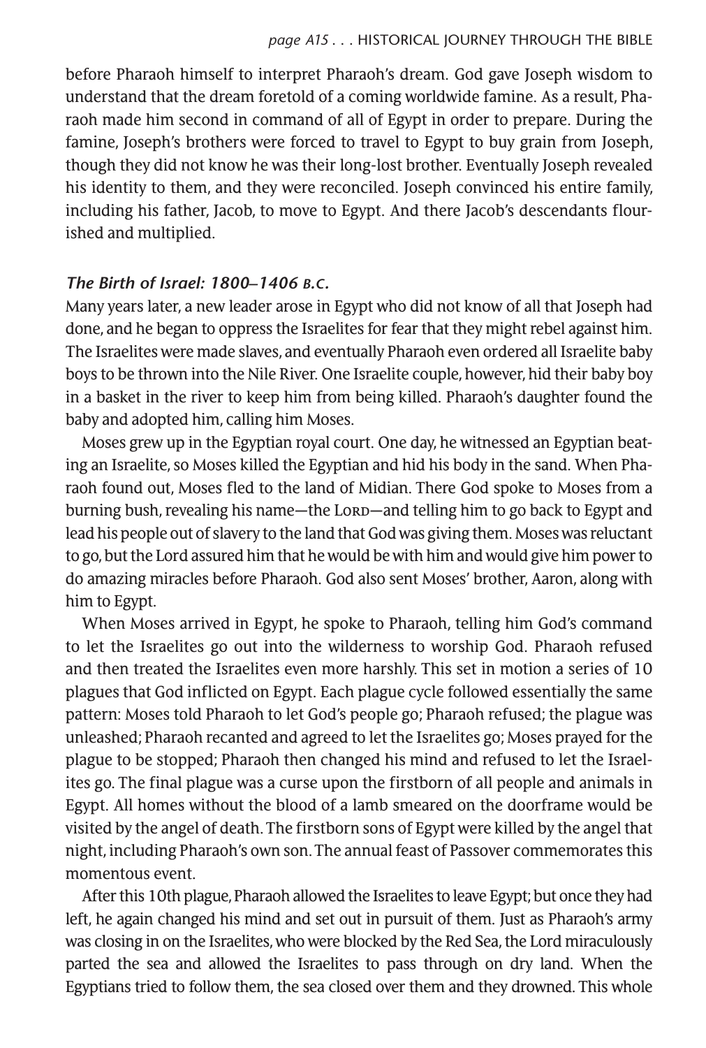before Pharaoh himself to interpret Pharaoh's dream. God gave Joseph wisdom to understand that the dream foretold of a coming worldwide famine. As a result, Pharaoh made him second in command of all of Egypt in order to prepare. During the famine, Joseph's brothers were forced to travel to Egypt to buy grain from Joseph, though they did not know he was their long-lost brother. Eventually Joseph revealed his identity to them, and they were reconciled. Joseph convinced his entire family, including his father, Jacob, to move to Egypt. And there Jacob's descendants flourished and multiplied.

### *The Birth of Israel: 1800–1406 B.C.*

Many years later, a new leader arose in Egypt who did not know of all that Joseph had done, and he began to oppress the Israelites for fear that they might rebel against him. The Israelites were made slaves, and eventually Pharaoh even ordered all Israelite baby boys to be thrown into the Nile River. One Israelite couple, however, hid their baby boy in a basket in the river to keep him from being killed. Pharaoh's daughter found the baby and adopted him, calling him Moses.

Moses grew up in the Egyptian royal court. One day, he witnessed an Egyptian beating an Israelite, so Moses killed the Egyptian and hid his body in the sand. When Pharaoh found out, Moses fled to the land of Midian. There God spoke to Moses from a burning bush, revealing his name—the LORD—and telling him to go back to Egypt and lead his people out of slavery to the land that God was giving them. Moses was reluctant to go, but the Lord assured him that he would be with him and would give him power to do amazing miracles before Pharaoh. God also sent Moses' brother, Aaron, along with him to Egypt.

When Moses arrived in Egypt, he spoke to Pharaoh, telling him God's command to let the Israelites go out into the wilderness to worship God. Pharaoh refused and then treated the Israelites even more harshly. This set in motion a series of 10 plagues that God inflicted on Egypt. Each plague cycle followed essentially the same pattern: Moses told Pharaoh to let God's people go; Pharaoh refused; the plague was unleashed; Pharaoh recanted and agreed to let the Israelites go; Moses prayed for the plague to be stopped; Pharaoh then changed his mind and refused to let the Israelites go. The final plague was a curse upon the firstborn of all people and animals in Egypt. All homes without the blood of a lamb smeared on the doorframe would be visited by the angel of death. The firstborn sons of Egypt were killed by the angel that night, including Pharaoh's own son. The annual feast of Passover commemorates this momentous event.

After this 10th plague, Pharaoh allowed the Israelites to leave Egypt; but once they had left, he again changed his mind and set out in pursuit of them. Just as Pharaoh's army was closing in on the Israelites, who were blocked by the Red Sea, the Lord miraculously parted the sea and allowed the Israelites to pass through on dry land. When the Egyptians tried to follow them, the sea closed over them and they drowned. This whole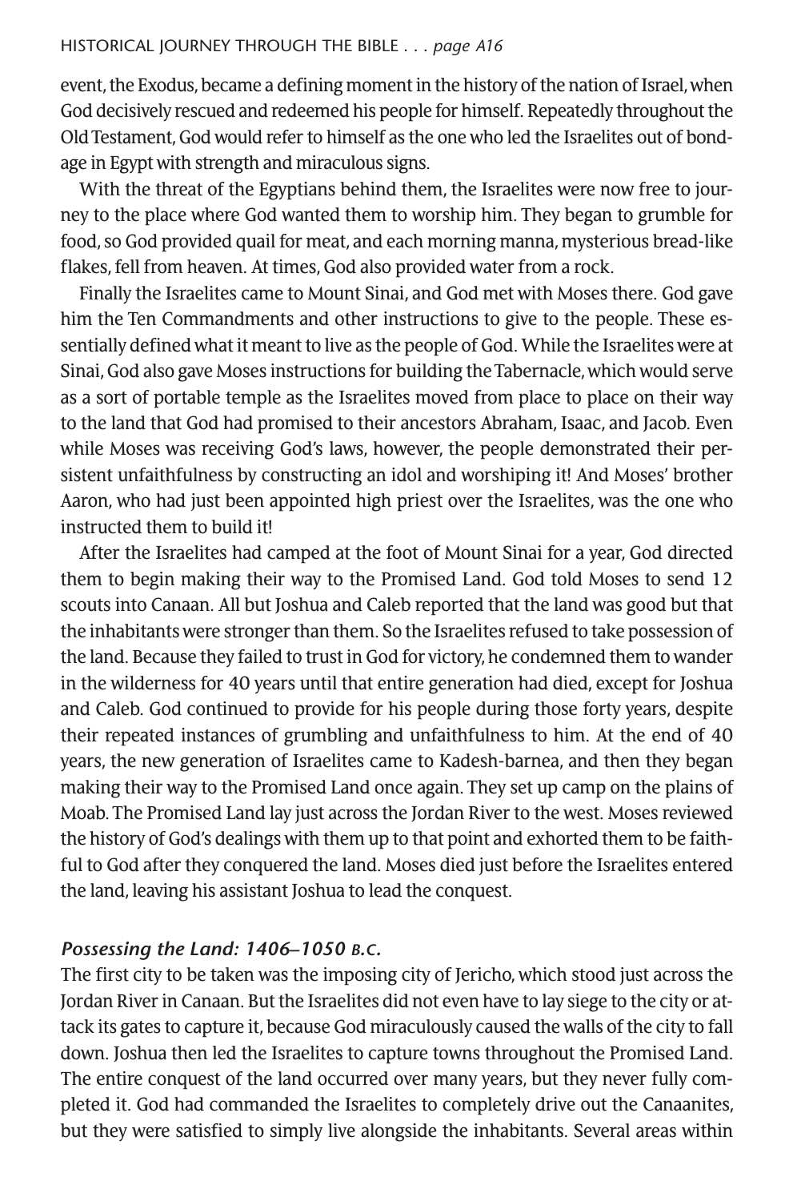event, the Exodus, became a defining moment in the history of the nation of Israel, when God decisively rescued and redeemed his people for himself. Repeatedly throughout the Old Testament, God would refer to himself as the one who led the Israelites out of bondage in Egypt with strength and miraculous signs.

With the threat of the Egyptians behind them, the Israelites were now free to journey to the place where God wanted them to worship him. They began to grumble for food, so God provided quail for meat, and each morning manna, mysterious bread-like flakes, fell from heaven. At times, God also provided water from a rock.

Finally the Israelites came to Mount Sinai, and God met with Moses there. God gave him the Ten Commandments and other instructions to give to the people. These essentially defined what it meant to live as the people of God. While the Israelites were at Sinai, God also gave Moses instructions for building the Tabernacle, which would serve as a sort of portable temple as the Israelites moved from place to place on their way to the land that God had promised to their ancestors Abraham, Isaac, and Jacob. Even while Moses was receiving God's laws, however, the people demonstrated their persistent unfaithfulness by constructing an idol and worshiping it! And Moses' brother Aaron, who had just been appointed high priest over the Israelites, was the one who instructed them to build it!

After the Israelites had camped at the foot of Mount Sinai for a year, God directed them to begin making their way to the Promised Land. God told Moses to send 12 scouts into Canaan. All but Joshua and Caleb reported that the land was good but that the inhabitants were stronger than them. So the Israelites refused to take possession of the land. Because they failed to trust in God for victory, he condemned them to wander in the wilderness for 40 years until that entire generation had died, except for Joshua and Caleb. God continued to provide for his people during those forty years, despite their repeated instances of grumbling and unfaithfulness to him. At the end of 40 years, the new generation of Israelites came to Kadesh-barnea, and then they began making their way to the Promised Land once again. They set up camp on the plains of Moab. The Promised Land lay just across the Jordan River to the west. Moses reviewed the history of God's dealings with them up to that point and exhorted them to be faithful to God after they conquered the land. Moses died just before the Israelites entered the land, leaving his assistant Joshua to lead the conquest.

### *Possessing the Land: 1406–1050 B.C.*

The first city to be taken was the imposing city of Jericho, which stood just across the Jordan River in Canaan. But the Israelites did not even have to lay siege to the city or attack its gates to capture it, because God miraculously caused the walls of the city to fall down. Joshua then led the Israelites to capture towns throughout the Promised Land. The entire conquest of the land occurred over many years, but they never fully completed it. God had commanded the Israelites to completely drive out the Canaanites, but they were satisfied to simply live alongside the inhabitants. Several areas within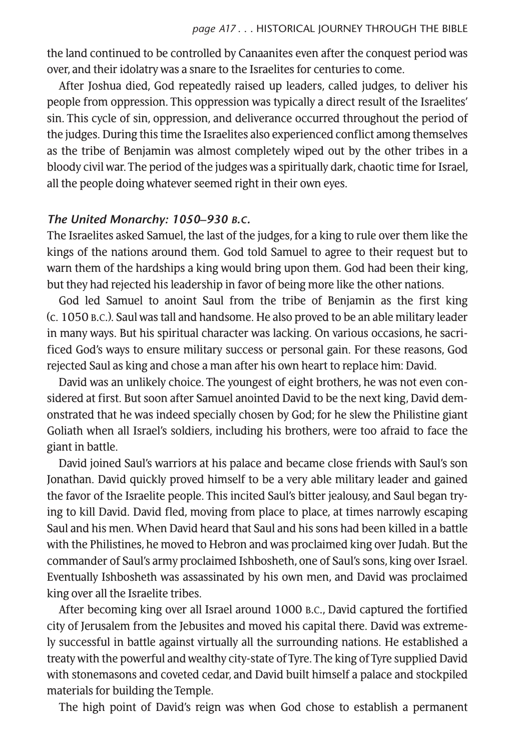the land continued to be controlled by Canaanites even after the conquest period was over, and their idolatry was a snare to the Israelites for centuries to come.

After Joshua died, God repeatedly raised up leaders, called judges, to deliver his people from oppression. This oppression was typically a direct result of the Israelites' sin. This cycle of sin, oppression, and deliverance occurred throughout the period of the judges. During this time the Israelites also experienced conflict among themselves as the tribe of Benjamin was almost completely wiped out by the other tribes in a bloody civil war. The period of the judges was a spiritually dark, chaotic time for Israel, all the people doing whatever seemed right in their own eyes.

### *The United Monarchy: 1050–930 B.C.*

The Israelites asked Samuel, the last of the judges, for a king to rule over them like the kings of the nations around them. God told Samuel to agree to their request but to warn them of the hardships a king would bring upon them. God had been their king, but they had rejected his leadership in favor of being more like the other nations.

God led Samuel to anoint Saul from the tribe of Benjamin as the first king (c. 1050 B.C.). Saul was tall and handsome. He also proved to be an able military leader in many ways. But his spiritual character was lacking. On various occasions, he sacrificed God's ways to ensure military success or personal gain. For these reasons, God rejected Saul as king and chose a man after his own heart to replace him: David.

David was an unlikely choice. The youngest of eight brothers, he was not even considered at first. But soon after Samuel anointed David to be the next king, David demonstrated that he was indeed specially chosen by God; for he slew the Philistine giant Goliath when all Israel's soldiers, including his brothers, were too afraid to face the giant in battle.

David joined Saul's warriors at his palace and became close friends with Saul's son Jonathan. David quickly proved himself to be a very able military leader and gained the favor of the Israelite people. This incited Saul's bitter jealousy, and Saul began trying to kill David. David fled, moving from place to place, at times narrowly escaping Saul and his men. When David heard that Saul and his sons had been killed in a battle with the Philistines, he moved to Hebron and was proclaimed king over Judah. But the commander of Saul's army proclaimed Ishbosheth, one of Saul's sons, king over Israel. Eventually Ishbosheth was assassinated by his own men, and David was proclaimed king over all the Israelite tribes.

After becoming king over all Israel around 1000 B.C., David captured the fortified city of Jerusalem from the Jebusites and moved his capital there. David was extremely successful in battle against virtually all the surrounding nations. He established a treaty with the powerful and wealthy city-state of Tyre. The king of Tyre supplied David with stonemasons and coveted cedar, and David built himself a palace and stockpiled materials for building the Temple.

The high point of David's reign was when God chose to establish a permanent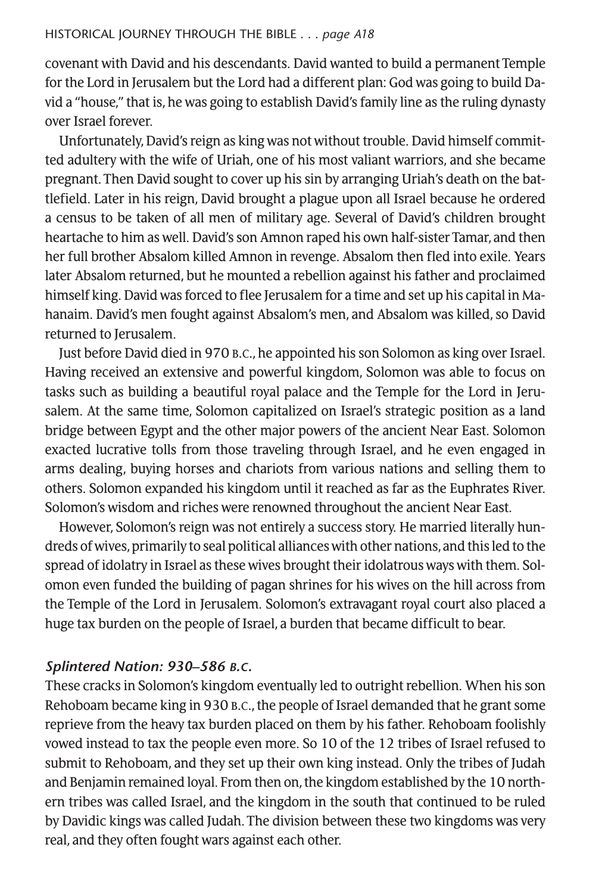covenant with David and his descendants. David wanted to build a permanent Temple for the Lord in Jerusalem but the Lord had a different plan: God was going to build David a "house," that is, he was going to establish David's family line as the ruling dynasty over Israel forever.

Unfortunately, David's reign as king was not without trouble. David himself committed adultery with the wife of Uriah, one of his most valiant warriors, and she became pregnant. Then David sought to cover up his sin by arranging Uriah's death on the battlefield. Later in his reign, David brought a plague upon all Israel because he ordered a census to be taken of all men of military age. Several of David's children brought heartache to him as well. David's son Amnon raped his own half-sister Tamar, and then her full brother Absalom killed Amnon in revenge. Absalom then fled into exile. Years later Absalom returned, but he mounted a rebellion against his father and proclaimed himself king. David was forced to flee Jerusalem for a time and set up his capital in Mahanaim. David's men fought against Absalom's men, and Absalom was killed, so David returned to Jerusalem.

Just before David died in 970 B.C., he appointed his son Solomon as king over Israel. Having received an extensive and powerful kingdom, Solomon was able to focus on tasks such as building a beautiful royal palace and the Temple for the Lord in Jerusalem. At the same time, Solomon capitalized on Israel's strategic position as a land bridge between Egypt and the other major powers of the ancient Near East. Solomon exacted lucrative tolls from those traveling through Israel, and he even engaged in arms dealing, buying horses and chariots from various nations and selling them to others. Solomon expanded his kingdom until it reached as far as the Euphrates River. Solomon's wisdom and riches were renowned throughout the ancient Near East.

However, Solomon's reign was not entirely a success story. He married literally hundreds of wives, primarily to seal political alliances with other nations, and this led to the spread of idolatry in Israel as these wives brought their idolatrous ways with them. Solomon even funded the building of pagan shrines for his wives on the hill across from the Temple of the Lord in Jerusalem. Solomon's extravagant royal court also placed a huge tax burden on the people of Israel, a burden that became difficult to bear.

### *Splintered Nation: 930–586 B.C.*

These cracks in Solomon's kingdom eventually led to outright rebellion. When his son Rehoboam became king in 930 B.C., the people of Israel demanded that he grant some reprieve from the heavy tax burden placed on them by his father. Rehoboam foolishly vowed instead to tax the people even more. So 10 of the 12 tribes of Israel refused to submit to Rehoboam, and they set up their own king instead. Only the tribes of Judah and Benjamin remained loyal. From then on, the kingdom established by the 10 northern tribes was called Israel, and the kingdom in the south that continued to be ruled by Davidic kings was called Judah. The division between these two kingdoms was very real, and they often fought wars against each other.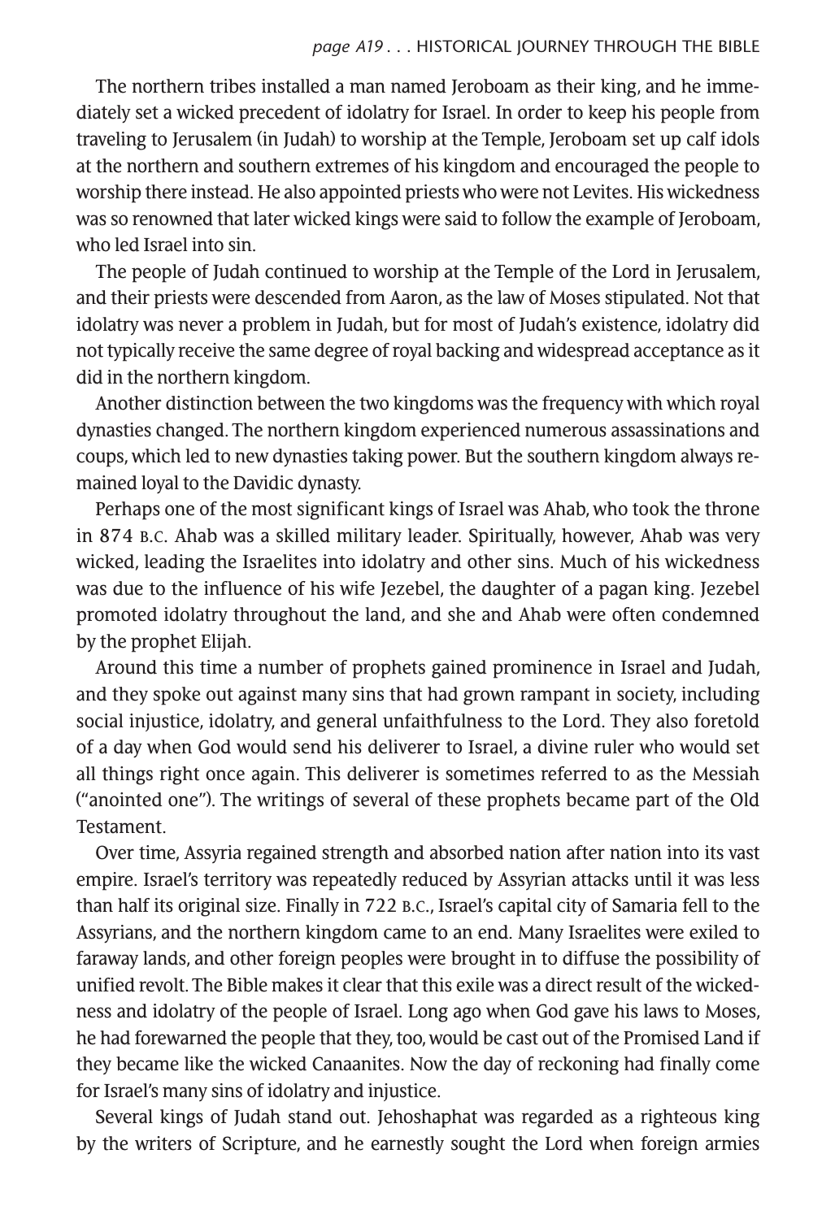The northern tribes installed a man named Jeroboam as their king, and he immediately set a wicked precedent of idolatry for Israel. In order to keep his people from traveling to Jerusalem (in Judah) to worship at the Temple, Jeroboam set up calf idols at the northern and southern extremes of his kingdom and encouraged the people to worship there instead. He also appointed priests who were not Levites. His wickedness was so renowned that later wicked kings were said to follow the example of Jeroboam, who led Israel into sin.

The people of Judah continued to worship at the Temple of the Lord in Jerusalem, and their priests were descended from Aaron, as the law of Moses stipulated. Not that idolatry was never a problem in Judah, but for most of Judah's existence, idolatry did not typically receive the same degree of royal backing and widespread acceptance as it did in the northern kingdom.

Another distinction between the two kingdoms was the frequency with which royal dynasties changed. The northern kingdom experienced numerous assassinations and coups, which led to new dynasties taking power. But the southern kingdom always remained loyal to the Davidic dynasty.

Perhaps one of the most significant kings of Israel was Ahab, who took the throne in 874 B.C. Ahab was a skilled military leader. Spiritually, however, Ahab was very wicked, leading the Israelites into idolatry and other sins. Much of his wickedness was due to the influence of his wife Jezebel, the daughter of a pagan king. Jezebel promoted idolatry throughout the land, and she and Ahab were often condemned by the prophet Elijah.

Around this time a number of prophets gained prominence in Israel and Judah, and they spoke out against many sins that had grown rampant in society, including social injustice, idolatry, and general unfaithfulness to the Lord. They also foretold of a day when God would send his deliverer to Israel, a divine ruler who would set all things right once again. This deliverer is sometimes referred to as the Messiah ("anointed one"). The writings of several of these prophets became part of the Old Testament.

Over time, Assyria regained strength and absorbed nation after nation into its vast empire. Israel's territory was repeatedly reduced by Assyrian attacks until it was less than half its original size. Finally in 722 B.C., Israel's capital city of Samaria fell to the Assyrians, and the northern kingdom came to an end. Many Israelites were exiled to faraway lands, and other foreign peoples were brought in to diffuse the possibility of unified revolt. The Bible makes it clear that this exile was a direct result of the wickedness and idolatry of the people of Israel. Long ago when God gave his laws to Moses, he had forewarned the people that they, too, would be cast out of the Promised Land if they became like the wicked Canaanites. Now the day of reckoning had finally come for Israel's many sins of idolatry and injustice.

Several kings of Judah stand out. Jehoshaphat was regarded as a righteous king by the writers of Scripture, and he earnestly sought the Lord when foreign armies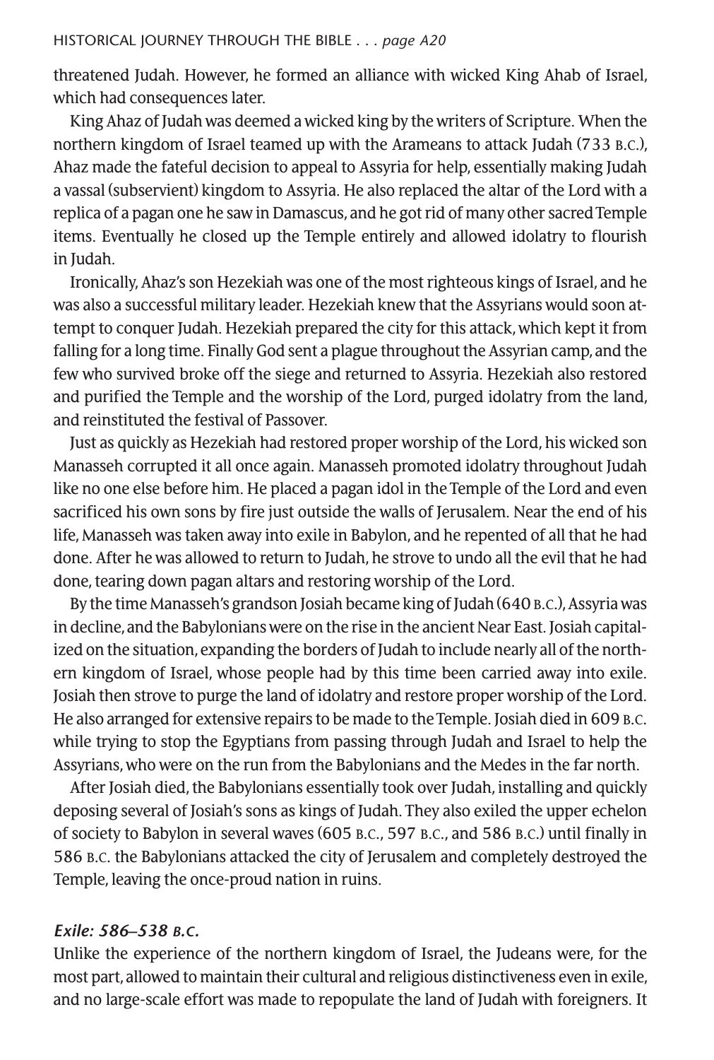threatened Judah. However, he formed an alliance with wicked King Ahab of Israel, which had consequences later.

King Ahaz of Judah was deemed a wicked king by the writers of Scripture. When the northern kingdom of Israel teamed up with the Arameans to attack Judah (733 B.C.), Ahaz made the fateful decision to appeal to Assyria for help, essentially making Judah a vassal (subservient) kingdom to Assyria. He also replaced the altar of the Lord with a replica of a pagan one he saw in Damascus, and he got rid of many other sacred Temple items. Eventually he closed up the Temple entirely and allowed idolatry to flourish in Judah.

Ironically, Ahaz's son Hezekiah was one of the most righteous kings of Israel, and he was also a successful military leader. Hezekiah knew that the Assyrians would soon attempt to conquer Judah. Hezekiah prepared the city for this attack, which kept it from falling for a long time. Finally God sent a plague throughout the Assyrian camp, and the few who survived broke off the siege and returned to Assyria. Hezekiah also restored and purified the Temple and the worship of the Lord, purged idolatry from the land, and reinstituted the festival of Passover.

Just as quickly as Hezekiah had restored proper worship of the Lord, his wicked son Manasseh corrupted it all once again. Manasseh promoted idolatry throughout Judah like no one else before him. He placed a pagan idol in the Temple of the Lord and even sacrificed his own sons by fire just outside the walls of Jerusalem. Near the end of his life, Manasseh was taken away into exile in Babylon, and he repented of all that he had done. After he was allowed to return to Judah, he strove to undo all the evil that he had done, tearing down pagan altars and restoring worship of the Lord.

By the time Manasseh's grandson Josiah became king of Judah (640 B.C.), Assyria was in decline, and the Babylonians were on the rise in the ancient Near East. Josiah capitalized on the situation, expanding the borders of Judah to include nearly all of the northern kingdom of Israel, whose people had by this time been carried away into exile. Josiah then strove to purge the land of idolatry and restore proper worship of the Lord. He also arranged for extensive repairs to be made to the Temple. Josiah died in 609 B.C. while trying to stop the Egyptians from passing through Judah and Israel to help the Assyrians, who were on the run from the Babylonians and the Medes in the far north.

After Josiah died, the Babylonians essentially took over Judah, installing and quickly deposing several of Josiah's sons as kings of Judah. They also exiled the upper echelon of society to Babylon in several waves (605 B.C., 597 B.C., and 586 B.C.) until finally in 586 B.C. the Babylonians attacked the city of Jerusalem and completely destroyed the Temple, leaving the once-proud nation in ruins.

### *Exile: 586–538 B.C.*

Unlike the experience of the northern kingdom of Israel, the Judeans were, for the most part, allowed to maintain their cultural and religious distinctiveness even in exile, and no large-scale effort was made to repopulate the land of Judah with foreigners. It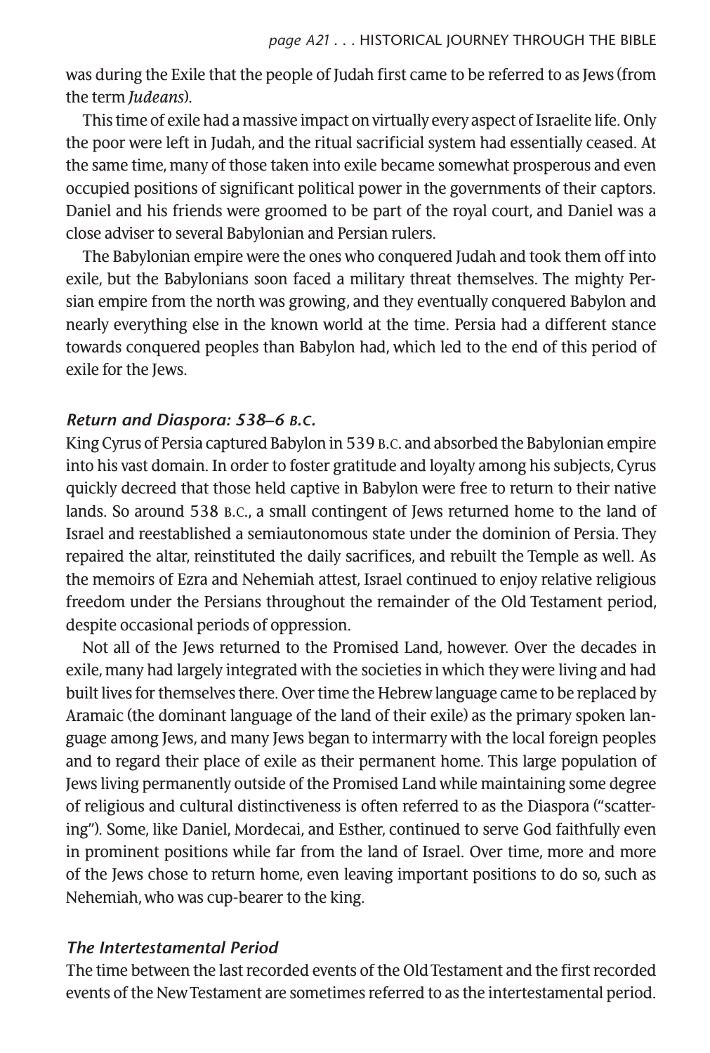was during the Exile that the people of Judah first came to be referred to as Jews (from the term *Judeans*).

This time of exile had a massive impact on virtually every aspect of Israelite life. Only the poor were left in Judah, and the ritual sacrificial system had essentially ceased. At the same time, many of those taken into exile became somewhat prosperous and even occupied positions of significant political power in the governments of their captors. Daniel and his friends were groomed to be part of the royal court, and Daniel was a close adviser to several Babylonian and Persian rulers.

The Babylonian empire were the ones who conquered Judah and took them off into exile, but the Babylonians soon faced a military threat themselves. The mighty Persian empire from the north was growing, and they eventually conquered Babylon and nearly everything else in the known world at the time. Persia had a different stance towards conquered peoples than Babylon had, which led to the end of this period of exile for the Jews.

### *Return and Diaspora: 538–6 B.C.*

King Cyrus of Persia captured Babylon in 539 B.C. and absorbed the Babylonian empire into his vast domain. In order to foster gratitude and loyalty among his subjects, Cyrus quickly decreed that those held captive in Babylon were free to return to their native lands. So around 538 B.C., a small contingent of Jews returned home to the land of Israel and reestablished a semiautonomous state under the dominion of Persia. They repaired the altar, reinstituted the daily sacrifices, and rebuilt the Temple as well. As the memoirs of Ezra and Nehemiah attest, Israel continued to enjoy relative religious freedom under the Persians throughout the remainder of the Old Testament period, despite occasional periods of oppression.

Not all of the Jews returned to the Promised Land, however. Over the decades in exile, many had largely integrated with the societies in which they were living and had built lives for themselves there. Over time the Hebrew language came to be replaced by Aramaic (the dominant language of the land of their exile) as the primary spoken language among Jews, and many Jews began to intermarry with the local foreign peoples and to regard their place of exile as their permanent home. This large population of Jews living permanently outside of the Promised Land while maintaining some degree of religious and cultural distinctiveness is often referred to as the Diaspora ("scattering"). Some, like Daniel, Mordecai, and Esther, continued to serve God faithfully even in prominent positions while far from the land of Israel. Over time, more and more of the Jews chose to return home, even leaving important positions to do so, such as Nehemiah, who was cup-bearer to the king.

### *The Intertestamental Period*

The time between the last recorded events of the Old Testament and the first recorded events of the New Testament are sometimes referred to as the intertestamental period.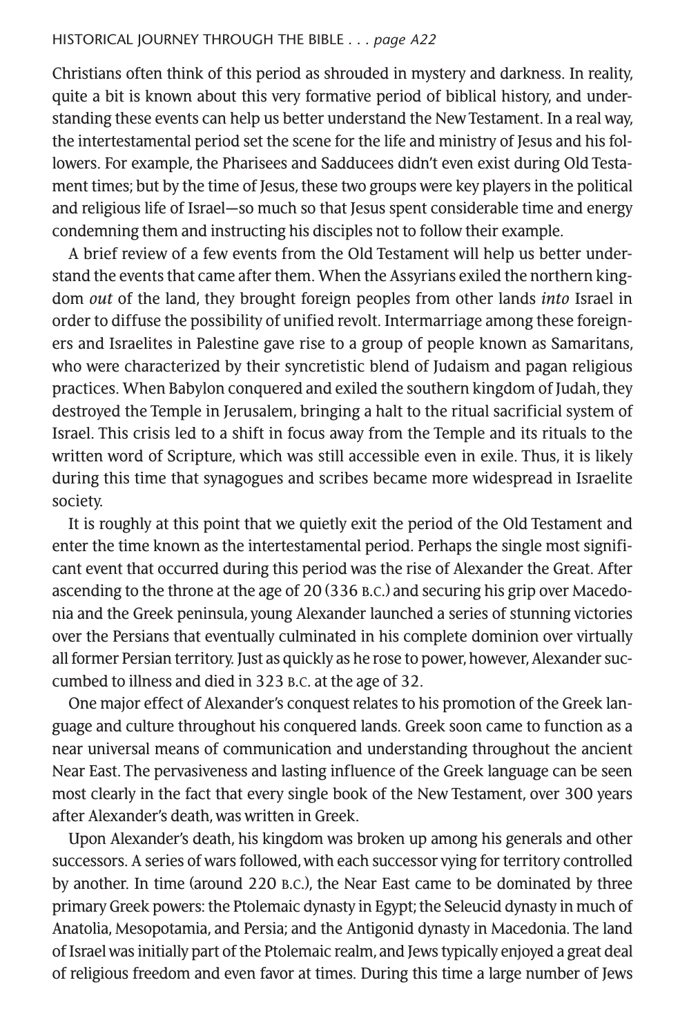Christians often think of this period as shrouded in mystery and darkness. In reality, quite a bit is known about this very formative period of biblical history, and understanding these events can help us better understand the New Testament. In a real way, the intertestamental period set the scene for the life and ministry of Jesus and his followers. For example, the Pharisees and Sadducees didn't even exist during Old Testament times; but by the time of Jesus, these two groups were key players in the political and religious life of Israel—so much so that Jesus spent considerable time and energy condemning them and instructing his disciples not to follow their example.

A brief review of a few events from the Old Testament will help us better understand the events that came after them. When the Assyrians exiled the northern kingdom *out* of the land, they brought foreign peoples from other lands *into* Israel in order to diffuse the possibility of unified revolt. Intermarriage among these foreigners and Israelites in Palestine gave rise to a group of people known as Samaritans, who were characterized by their syncretistic blend of Judaism and pagan religious practices. When Babylon conquered and exiled the southern kingdom of Judah, they destroyed the Temple in Jerusalem, bringing a halt to the ritual sacrificial system of Israel. This crisis led to a shift in focus away from the Temple and its rituals to the written word of Scripture, which was still accessible even in exile. Thus, it is likely during this time that synagogues and scribes became more widespread in Israelite society.

It is roughly at this point that we quietly exit the period of the Old Testament and enter the time known as the intertestamental period. Perhaps the single most significant event that occurred during this period was the rise of Alexander the Great. After ascending to the throne at the age of 20 (336 B.C.) and securing his grip over Macedonia and the Greek peninsula, young Alexander launched a series of stunning victories over the Persians that eventually culminated in his complete dominion over virtually all former Persian territory. Just as quickly as he rose to power, however, Alexander succumbed to illness and died in 323 B.C. at the age of 32.

One major effect of Alexander's conquest relates to his promotion of the Greek language and culture throughout his conquered lands. Greek soon came to function as a near universal means of communication and understanding throughout the ancient Near East. The pervasiveness and lasting influence of the Greek language can be seen most clearly in the fact that every single book of the New Testament, over 300 years after Alexander's death, was written in Greek.

Upon Alexander's death, his kingdom was broken up among his generals and other successors. A series of wars followed, with each successor vying for territory controlled by another. In time (around 220 B.C.), the Near East came to be dominated by three primary Greek powers: the Ptolemaic dynasty in Egypt; the Seleucid dynasty in much of Anatolia, Mesopotamia, and Persia; and the Antigonid dynasty in Macedonia. The land of Israel was initially part of the Ptolemaic realm, and Jews typically enjoyed a great deal of religious freedom and even favor at times. During this time a large number of Jews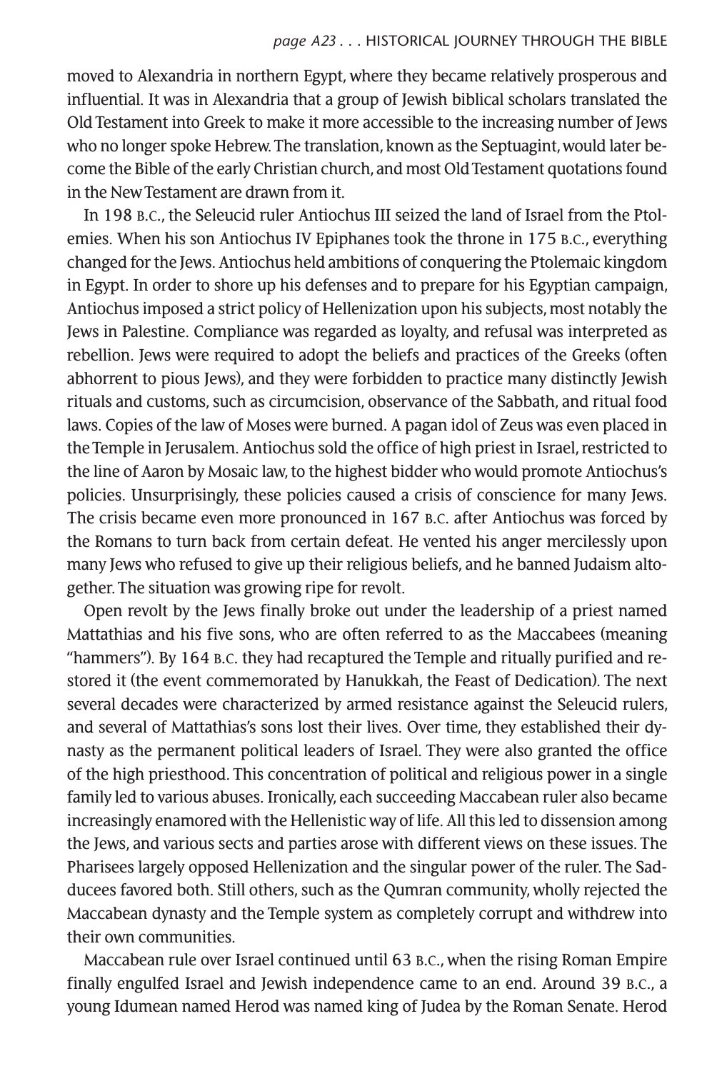moved to Alexandria in northern Egypt, where they became relatively prosperous and influential. It was in Alexandria that a group of Jewish biblical scholars translated the Old Testament into Greek to make it more accessible to the increasing number of Jews who no longer spoke Hebrew. The translation, known as the Septuagint, would later become the Bible of the early Christian church, and most Old Testament quotations found in the New Testament are drawn from it.

In 198 B.C., the Seleucid ruler Antiochus III seized the land of Israel from the Ptolemies. When his son Antiochus IV Epiphanes took the throne in 175 B.C., everything changed for the Jews. Antiochus held ambitions of conquering the Ptolemaic kingdom in Egypt. In order to shore up his defenses and to prepare for his Egyptian campaign, Antiochus imposed a strict policy of Hellenization upon his subjects, most notably the Jews in Palestine. Compliance was regarded as loyalty, and refusal was interpreted as rebellion. Jews were required to adopt the beliefs and practices of the Greeks (often abhorrent to pious Jews), and they were forbidden to practice many distinctly Jewish rituals and customs, such as circumcision, observance of the Sabbath, and ritual food laws. Copies of the law of Moses were burned. A pagan idol of Zeus was even placed in the Temple in Jerusalem. Antiochus sold the office of high priest in Israel, restricted to the line of Aaron by Mosaic law, to the highest bidder who would promote Antiochus's policies. Unsurprisingly, these policies caused a crisis of conscience for many Jews. The crisis became even more pronounced in 167 B.C. after Antiochus was forced by the Romans to turn back from certain defeat. He vented his anger mercilessly upon many Jews who refused to give up their religious beliefs, and he banned Judaism altogether. The situation was growing ripe for revolt.

Open revolt by the Jews finally broke out under the leadership of a priest named Mattathias and his five sons, who are often referred to as the Maccabees (meaning "hammers"). By 164 B.C. they had recaptured the Temple and ritually purified and restored it (the event commemorated by Hanukkah, the Feast of Dedication). The next several decades were characterized by armed resistance against the Seleucid rulers, and several of Mattathias's sons lost their lives. Over time, they established their dynasty as the permanent political leaders of Israel. They were also granted the office of the high priesthood. This concentration of political and religious power in a single family led to various abuses. Ironically, each succeeding Maccabean ruler also became increasingly enamored with the Hellenistic way of life. All this led to dissension among the Jews, and various sects and parties arose with different views on these issues. The Pharisees largely opposed Hellenization and the singular power of the ruler. The Sadducees favored both. Still others, such as the Qumran community, wholly rejected the Maccabean dynasty and the Temple system as completely corrupt and withdrew into their own communities.

Maccabean rule over Israel continued until 63 B.C., when the rising Roman Empire finally engulfed Israel and Jewish independence came to an end. Around 39 B.C., a young Idumean named Herod was named king of Judea by the Roman Senate. Herod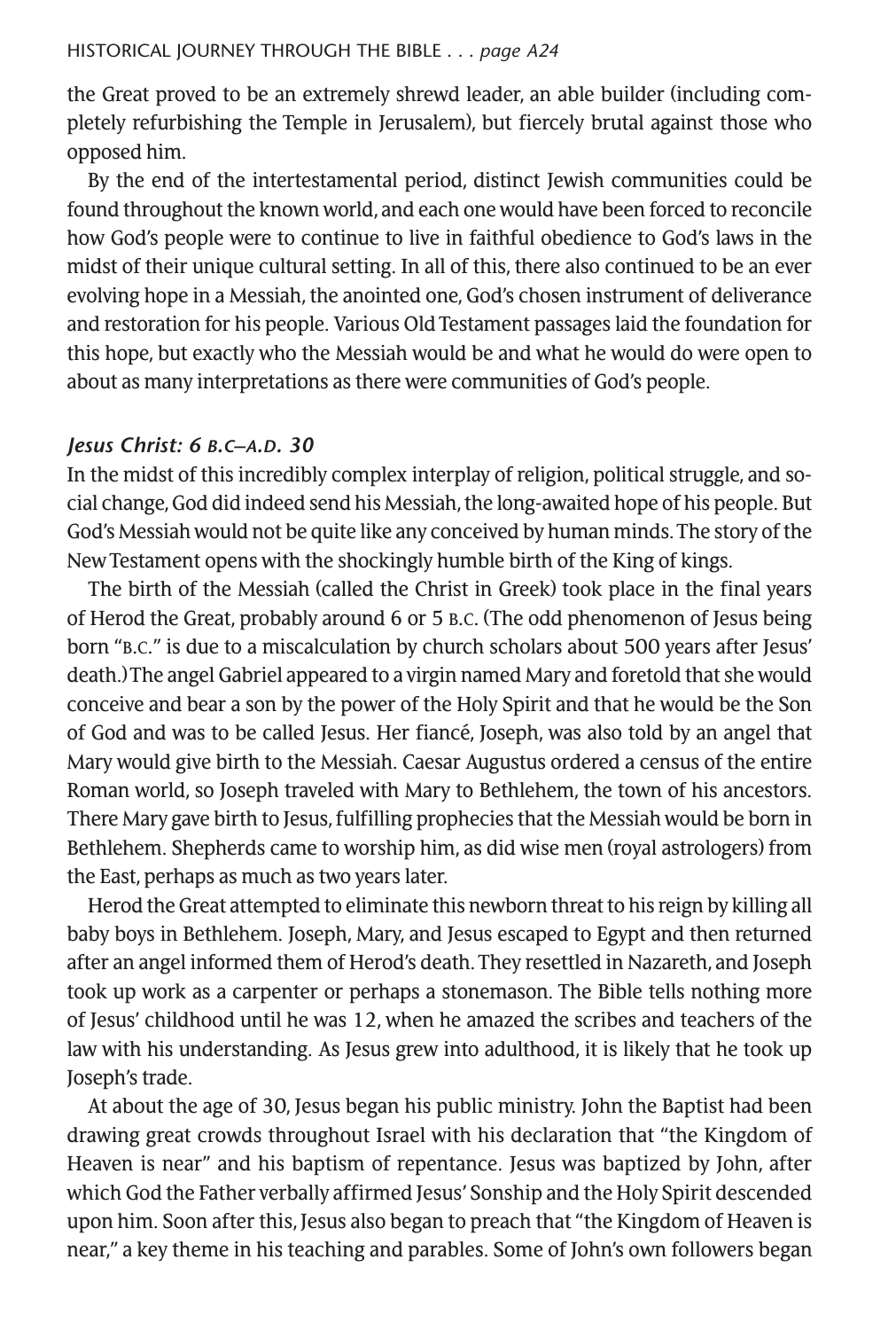the Great proved to be an extremely shrewd leader, an able builder (including completely refurbishing the Temple in Jerusalem), but fiercely brutal against those who opposed him.

By the end of the intertestamental period, distinct Jewish communities could be found throughout the known world, and each one would have been forced to reconcile how God's people were to continue to live in faithful obedience to God's laws in the midst of their unique cultural setting. In all of this, there also continued to be an ever evolving hope in a Messiah, the anointed one, God's chosen instrument of deliverance and restoration for his people. Various Old Testament passages laid the foundation for this hope, but exactly who the Messiah would be and what he would do were open to about as many interpretations as there were communities of God's people.

### *Jesus Christ: 6 B.C–A.D. 30*

In the midst of this incredibly complex interplay of religion, political struggle, and social change, God did indeed send his Messiah, the long-awaited hope of his people. But God's Messiah would not be quite like any conceived by human minds. The story of the New Testament opens with the shockingly humble birth of the King of kings.

The birth of the Messiah (called the Christ in Greek) took place in the final years of Herod the Great, probably around 6 or 5 B.C. (The odd phenomenon of Jesus being born "B.C." is due to a miscalculation by church scholars about 500 years after Jesus' death.) The angel Gabriel appeared to a virgin named Mary and foretold that she would conceive and bear a son by the power of the Holy Spirit and that he would be the Son of God and was to be called Jesus. Her fiancé, Joseph, was also told by an angel that Mary would give birth to the Messiah. Caesar Augustus ordered a census of the entire Roman world, so Joseph traveled with Mary to Bethlehem, the town of his ancestors. There Mary gave birth to Jesus, fulfilling prophecies that the Messiah would be born in Bethlehem. Shepherds came to worship him, as did wise men (royal astrologers) from the East, perhaps as much as two years later.

Herod the Great attempted to eliminate this newborn threat to his reign by killing all baby boys in Bethlehem. Joseph, Mary, and Jesus escaped to Egypt and then returned after an angel informed them of Herod's death. They resettled in Nazareth, and Joseph took up work as a carpenter or perhaps a stonemason. The Bible tells nothing more of Jesus' childhood until he was 12, when he amazed the scribes and teachers of the law with his understanding. As Jesus grew into adulthood, it is likely that he took up Joseph's trade.

At about the age of 30, Jesus began his public ministry. John the Baptist had been drawing great crowds throughout Israel with his declaration that "the Kingdom of Heaven is near" and his baptism of repentance. Jesus was baptized by John, after which God the Father verbally affirmed Jesus' Sonship and the Holy Spirit descended upon him. Soon after this, Jesus also began to preach that "the Kingdom of Heaven is near," a key theme in his teaching and parables. Some of John's own followers began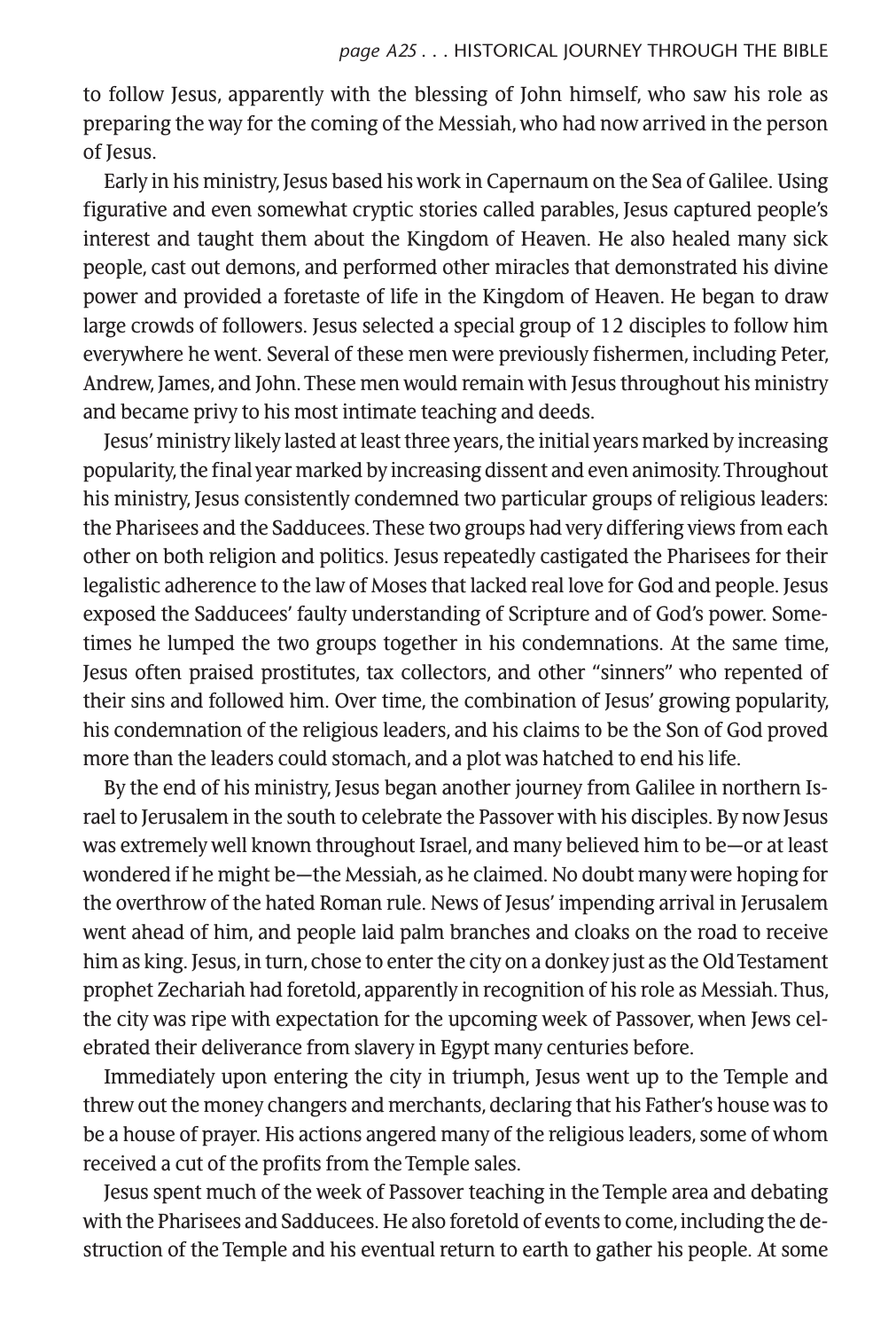to follow Jesus, apparently with the blessing of John himself, who saw his role as preparing the way for the coming of the Messiah, who had now arrived in the person of Jesus.

Early in his ministry, Jesus based his work in Capernaum on the Sea of Galilee. Using figurative and even somewhat cryptic stories called parables, Jesus captured people's interest and taught them about the Kingdom of Heaven. He also healed many sick people, cast out demons, and performed other miracles that demonstrated his divine power and provided a foretaste of life in the Kingdom of Heaven. He began to draw large crowds of followers. Jesus selected a special group of 12 disciples to follow him everywhere he went. Several of these men were previously fishermen, including Peter, Andrew, James, and John. These men would remain with Jesus throughout his ministry and became privy to his most intimate teaching and deeds.

Jesus' ministry likely lasted at least three years, the initial years marked by increasing popularity, the final year marked by increasing dissent and even animosity. Throughout his ministry, Jesus consistently condemned two particular groups of religious leaders: the Pharisees and the Sadducees. These two groups had very differing views from each other on both religion and politics. Jesus repeatedly castigated the Pharisees for their legalistic adherence to the law of Moses that lacked real love for God and people. Jesus exposed the Sadducees' faulty understanding of Scripture and of God's power. Sometimes he lumped the two groups together in his condemnations. At the same time, Jesus often praised prostitutes, tax collectors, and other "sinners" who repented of their sins and followed him. Over time, the combination of Jesus' growing popularity, his condemnation of the religious leaders, and his claims to be the Son of God proved more than the leaders could stomach, and a plot was hatched to end his life.

By the end of his ministry, Jesus began another journey from Galilee in northern Israel to Jerusalem in the south to celebrate the Passover with his disciples. By now Jesus was extremely well known throughout Israel, and many believed him to be—or at least wondered if he might be—the Messiah, as he claimed. No doubt many were hoping for the overthrow of the hated Roman rule. News of Jesus' impending arrival in Jerusalem went ahead of him, and people laid palm branches and cloaks on the road to receive him as king. Jesus, in turn, chose to enter the city on a donkey just as the Old Testament prophet Zechariah had foretold, apparently in recognition of his role as Messiah. Thus, the city was ripe with expectation for the upcoming week of Passover, when Jews celebrated their deliverance from slavery in Egypt many centuries before.

Immediately upon entering the city in triumph, Jesus went up to the Temple and threw out the money changers and merchants, declaring that his Father's house was to be a house of prayer. His actions angered many of the religious leaders, some of whom received a cut of the profits from the Temple sales.

Jesus spent much of the week of Passover teaching in the Temple area and debating with the Pharisees and Sadducees. He also foretold of events to come, including the destruction of the Temple and his eventual return to earth to gather his people. At some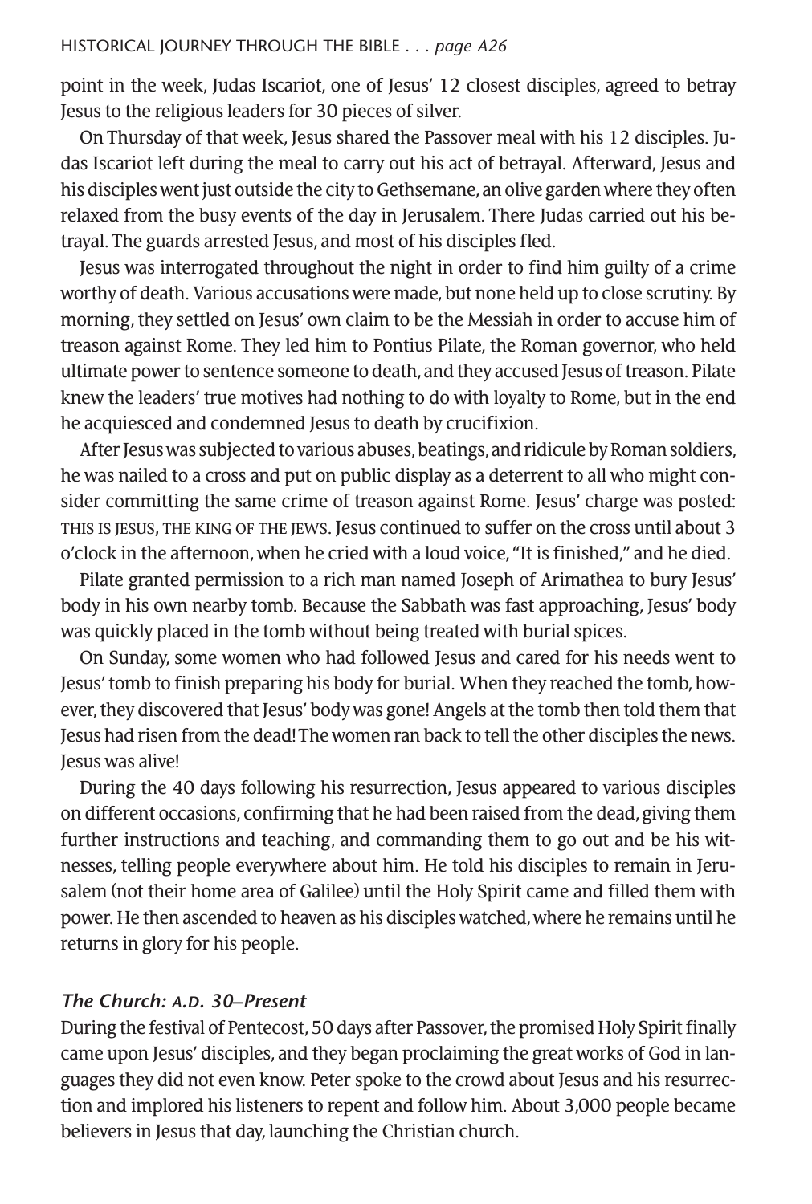point in the week, Judas Iscariot, one of Jesus' 12 closest disciples, agreed to betray Jesus to the religious leaders for 30 pieces of silver.

On Thursday of that week, Jesus shared the Passover meal with his 12 disciples. Judas Iscariot left during the meal to carry out his act of betrayal. Afterward, Jesus and his disciples went just outside the city to Gethsemane, an olive garden where they often relaxed from the busy events of the day in Jerusalem. There Judas carried out his betrayal. The guards arrested Jesus, and most of his disciples fled.

Jesus was interrogated throughout the night in order to find him guilty of a crime worthy of death. Various accusations were made, but none held up to close scrutiny. By morning, they settled on Jesus' own claim to be the Messiah in order to accuse him of treason against Rome. They led him to Pontius Pilate, the Roman governor, who held ultimate power to sentence someone to death, and they accused Jesus of treason. Pilate knew the leaders' true motives had nothing to do with loyalty to Rome, but in the end he acquiesced and condemned Jesus to death by crucifixion.

After Jesus was subjected to various abuses, beatings, and ridicule by Roman soldiers, he was nailed to a cross and put on public display as a deterrent to all who might consider committing the same crime of treason against Rome. Jesus' charge was posted: THIS IS JESUS, THE KING OF THE JEWS. Jesus continued to suffer on the cross until about 3 o'clock in the afternoon, when he cried with a loud voice, "It is finished," and he died.

Pilate granted permission to a rich man named Joseph of Arimathea to bury Jesus' body in his own nearby tomb. Because the Sabbath was fast approaching, Jesus' body was quickly placed in the tomb without being treated with burial spices.

On Sunday, some women who had followed Jesus and cared for his needs went to Jesus' tomb to finish preparing his body for burial. When they reached the tomb, however, they discovered that Jesus' body was gone! Angels at the tomb then told them that Jesus had risen from the dead! The women ran back to tell the other disciples the news. Jesus was alive!

During the 40 days following his resurrection, Jesus appeared to various disciples on different occasions, confirming that he had been raised from the dead, giving them further instructions and teaching, and commanding them to go out and be his witnesses, telling people everywhere about him. He told his disciples to remain in Jerusalem (not their home area of Galilee) until the Holy Spirit came and filled them with power. He then ascended to heaven as his disciples watched, where he remains until he returns in glory for his people.

### *The Church: A.D. 30–Present*

During the festival of Pentecost, 50 days after Passover, the promised Holy Spirit finally came upon Jesus' disciples, and they began proclaiming the great works of God in languages they did not even know. Peter spoke to the crowd about Jesus and his resurrection and implored his listeners to repent and follow him. About 3,000 people became believers in Jesus that day, launching the Christian church.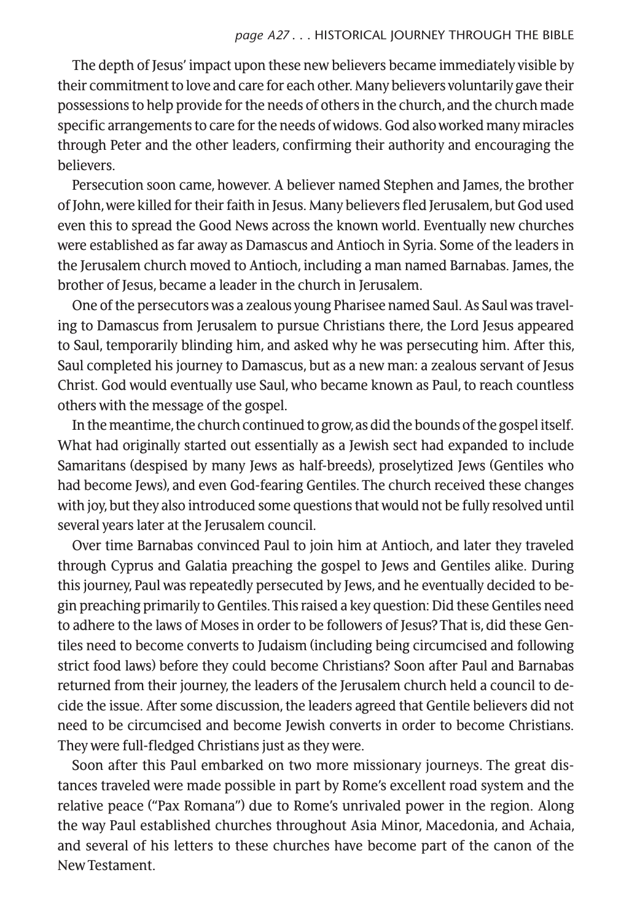The depth of Jesus' impact upon these new believers became immediately visible by their commitment to love and care for each other. Many believers voluntarily gave their possessions to help provide for the needs of others in the church, and the church made specific arrangements to care for the needs of widows. God also worked many miracles through Peter and the other leaders, confirming their authority and encouraging the believers.

Persecution soon came, however. A believer named Stephen and James, the brother of John, were killed for their faith in Jesus. Many believers fled Jerusalem, but God used even this to spread the Good News across the known world. Eventually new churches were established as far away as Damascus and Antioch in Syria. Some of the leaders in the Jerusalem church moved to Antioch, including a man named Barnabas. James, the brother of Jesus, became a leader in the church in Jerusalem.

One of the persecutors was a zealous young Pharisee named Saul. As Saul was traveling to Damascus from Jerusalem to pursue Christians there, the Lord Jesus appeared to Saul, temporarily blinding him, and asked why he was persecuting him. After this, Saul completed his journey to Damascus, but as a new man: a zealous servant of Jesus Christ. God would eventually use Saul, who became known as Paul, to reach countless others with the message of the gospel.

In the meantime, the church continued to grow, as did the bounds of the gospel itself. What had originally started out essentially as a Jewish sect had expanded to include Samaritans (despised by many Jews as half-breeds), proselytized Jews (Gentiles who had become Jews), and even God-fearing Gentiles. The church received these changes with joy, but they also introduced some questions that would not be fully resolved until several years later at the Jerusalem council.

Over time Barnabas convinced Paul to join him at Antioch, and later they traveled through Cyprus and Galatia preaching the gospel to Jews and Gentiles alike. During this journey, Paul was repeatedly persecuted by Jews, and he eventually decided to begin preaching primarily to Gentiles. This raised a key question: Did these Gentiles need to adhere to the laws of Moses in order to be followers of Jesus? That is, did these Gentiles need to become converts to Judaism (including being circumcised and following strict food laws) before they could become Christians? Soon after Paul and Barnabas returned from their journey, the leaders of the Jerusalem church held a council to decide the issue. After some discussion, the leaders agreed that Gentile believers did not need to be circumcised and become Jewish converts in order to become Christians. They were full-fledged Christians just as they were.

Soon after this Paul embarked on two more missionary journeys. The great distances traveled were made possible in part by Rome's excellent road system and the relative peace ("Pax Romana") due to Rome's unrivaled power in the region. Along the way Paul established churches throughout Asia Minor, Macedonia, and Achaia, and several of his letters to these churches have become part of the canon of the New Testament.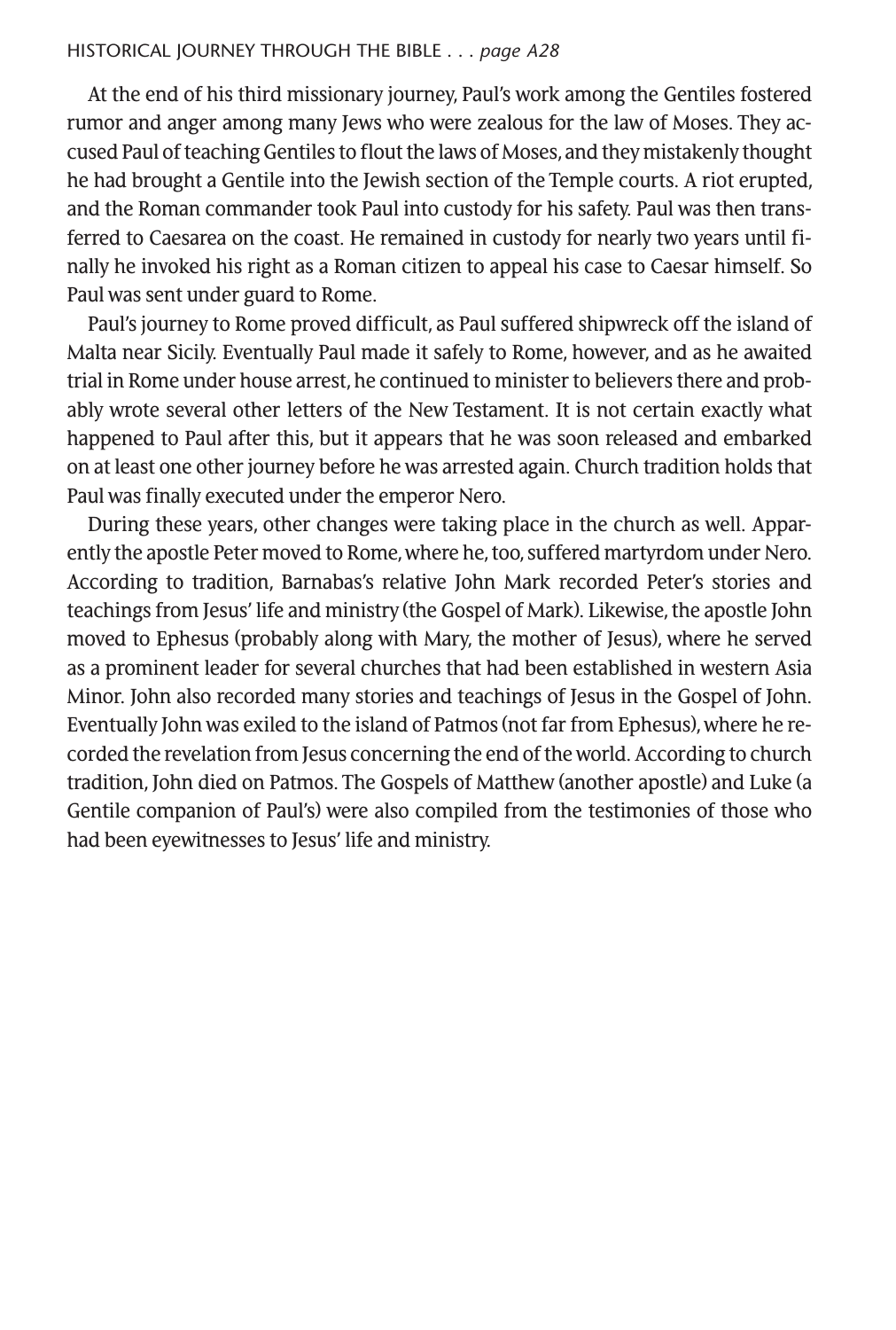At the end of his third missionary journey, Paul's work among the Gentiles fostered rumor and anger among many Jews who were zealous for the law of Moses. They accused Paul of teaching Gentiles to flout the laws of Moses, and they mistakenly thought he had brought a Gentile into the Jewish section of the Temple courts. A riot erupted, and the Roman commander took Paul into custody for his safety. Paul was then transferred to Caesarea on the coast. He remained in custody for nearly two years until finally he invoked his right as a Roman citizen to appeal his case to Caesar himself. So Paul was sent under guard to Rome.

Paul's journey to Rome proved difficult, as Paul suffered shipwreck off the island of Malta near Sicily. Eventually Paul made it safely to Rome, however, and as he awaited trial in Rome under house arrest, he continued to minister to believers there and probably wrote several other letters of the New Testament. It is not certain exactly what happened to Paul after this, but it appears that he was soon released and embarked on at least one other journey before he was arrested again. Church tradition holds that Paul was finally executed under the emperor Nero.

During these years, other changes were taking place in the church as well. Apparently the apostle Peter moved to Rome, where he, too, suffered martyrdom under Nero. According to tradition, Barnabas's relative John Mark recorded Peter's stories and teachings from Jesus' life and ministry (the Gospel of Mark). Likewise, the apostle John moved to Ephesus (probably along with Mary, the mother of Jesus), where he served as a prominent leader for several churches that had been established in western Asia Minor. John also recorded many stories and teachings of Jesus in the Gospel of John. Eventually John was exiled to the island of Patmos (not far from Ephesus), where he recorded the revelation from Jesus concerning the end of the world. According to church tradition, John died on Patmos. The Gospels of Matthew (another apostle) and Luke (a Gentile companion of Paul's) were also compiled from the testimonies of those who had been eyewitnesses to Jesus' life and ministry.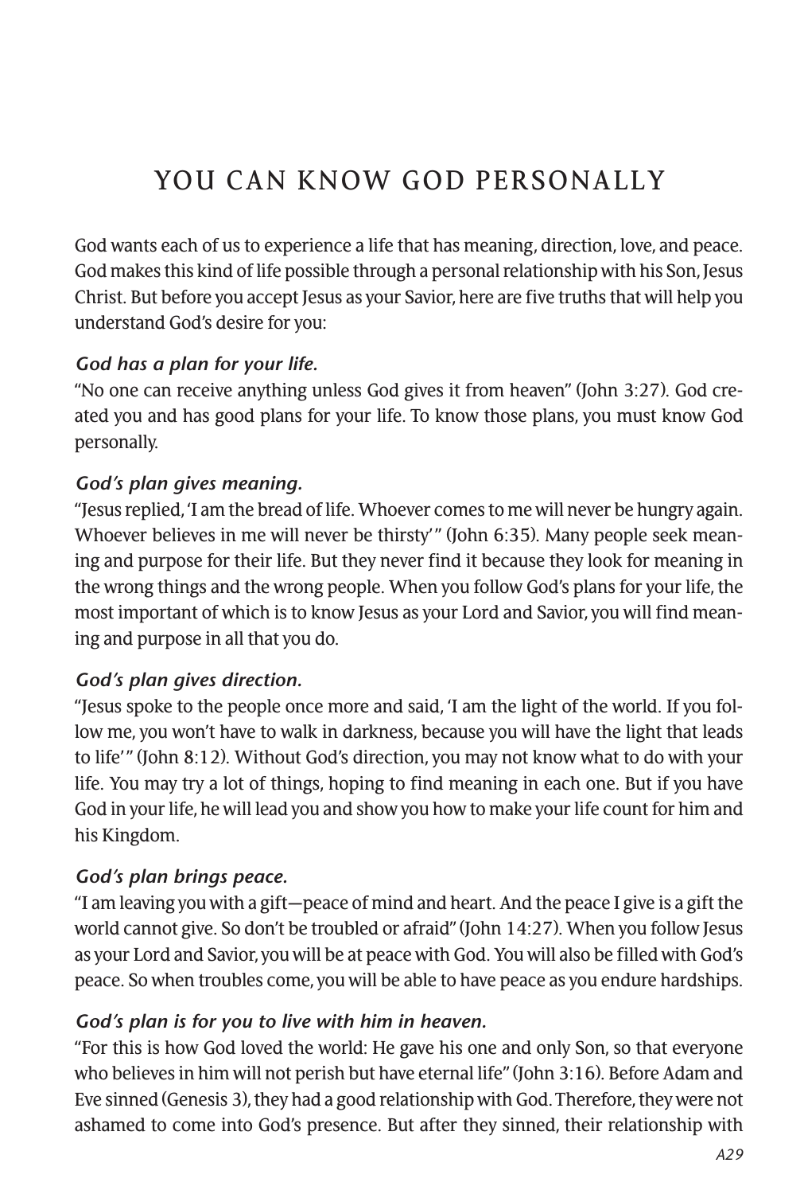# YOU CAN KNOW GOD PERSONALLY

God wants each of us to experience a life that has meaning, direction, love, and peace. God makes this kind of life possible through a personal relationship with his Son, Jesus Christ. But before you accept Jesus as your Savior, here are five truths that will help you understand God's desire for you:

***God has a plan for your life.***
"No one can receive anything unless God gives it from heaven" (John 3:27). God created you and has good plans for your life. To know those plans, you must know God personally.

***God's plan gives meaning.***
"Jesus replied, 'I am the bread of life. Whoever comes to me will never be hungry again. Whoever believes in me will never be thirsty'" (John 6:35). Many people seek meaning and purpose for their life. But they never find it because they look for meaning in the wrong things and the wrong people. When you follow God's plans for your life, the most important of which is to know Jesus as your Lord and Savior, you will find meaning and purpose in all that you do.

***God's plan gives direction.***
"Jesus spoke to the people once more and said, 'I am the light of the world. If you follow me, you won't have to walk in darkness, because you will have the light that leads to life'" (John 8:12). Without God's direction, you may not know what to do with your life. You may try a lot of things, hoping to find meaning in each one. But if you have God in your life, he will lead you and show you how to make your life count for him and his Kingdom.

***God's plan brings peace.***
"I am leaving you with a gift—peace of mind and heart. And the peace I give is a gift the world cannot give. So don't be troubled or afraid" (John 14:27). When you follow Jesus as your Lord and Savior, you will be at peace with God. You will also be filled with God's peace. So when troubles come, you will be able to have peace as you endure hardships.

***God's plan is for you to live with him in heaven.***
"For this is how God loved the world: He gave his one and only Son, so that everyone who believes in him will not perish but have eternal life" (John 3:16). Before Adam and Eve sinned (Genesis 3), they had a good relationship with God. Therefore, they were not ashamed to come into God's presence. But after they sinned, their relationship with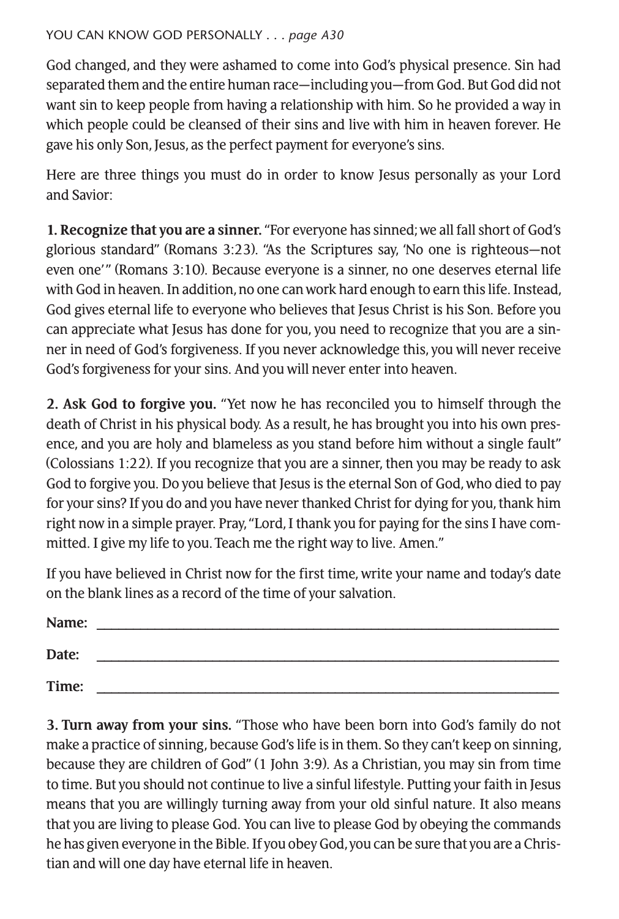God changed, and they were ashamed to come into God's physical presence. Sin had separated them and the entire human race—including you—from God. But God did not want sin to keep people from having a relationship with him. So he provided a way in which people could be cleansed of their sins and live with him in heaven forever. He gave his only Son, Jesus, as the perfect payment for everyone's sins.

Here are three things you must do in order to know Jesus personally as your Lord and Savior:

**1. Recognize that you are a sinner.** "For everyone has sinned; we all fall short of God's glorious standard" (Romans 3:23). "As the Scriptures say, 'No one is righteous—not even one'" (Romans 3:10). Because everyone is a sinner, no one deserves eternal life with God in heaven. In addition, no one can work hard enough to earn this life. Instead, God gives eternal life to everyone who believes that Jesus Christ is his Son. Before you can appreciate what Jesus has done for you, you need to recognize that you are a sinner in need of God's forgiveness. If you never acknowledge this, you will never receive God's forgiveness for your sins. And you will never enter into heaven.

**2. Ask God to forgive you.** "Yet now he has reconciled you to himself through the death of Christ in his physical body. As a result, he has brought you into his own presence, and you are holy and blameless as you stand before him without a single fault" (Colossians 1:22). If you recognize that you are a sinner, then you may be ready to ask God to forgive you. Do you believe that Jesus is the eternal Son of God, who died to pay for your sins? If you do and you have never thanked Christ for dying for you, thank him right now in a simple prayer. Pray, "Lord, I thank you for paying for the sins I have committed. I give my life to you. Teach me the right way to live. Amen."

If you have believed in Christ now for the first time, write your name and today's date on the blank lines as a record of the time of your salvation.

**Name:** ______________________________________________

**Date:** ______________________________________________

**Time:** ______________________________________________

**3. Turn away from your sins.** "Those who have been born into God's family do not make a practice of sinning, because God's life is in them. So they can't keep on sinning, because they are children of God" (1 John 3:9). As a Christian, you may sin from time to time. But you should not continue to live a sinful lifestyle. Putting your faith in Jesus means that you are willingly turning away from your old sinful nature. It also means that you are living to please God. You can live to please God by obeying the commands he has given everyone in the Bible. If you obey God, you can be sure that you are a Christian and will one day have eternal life in heaven.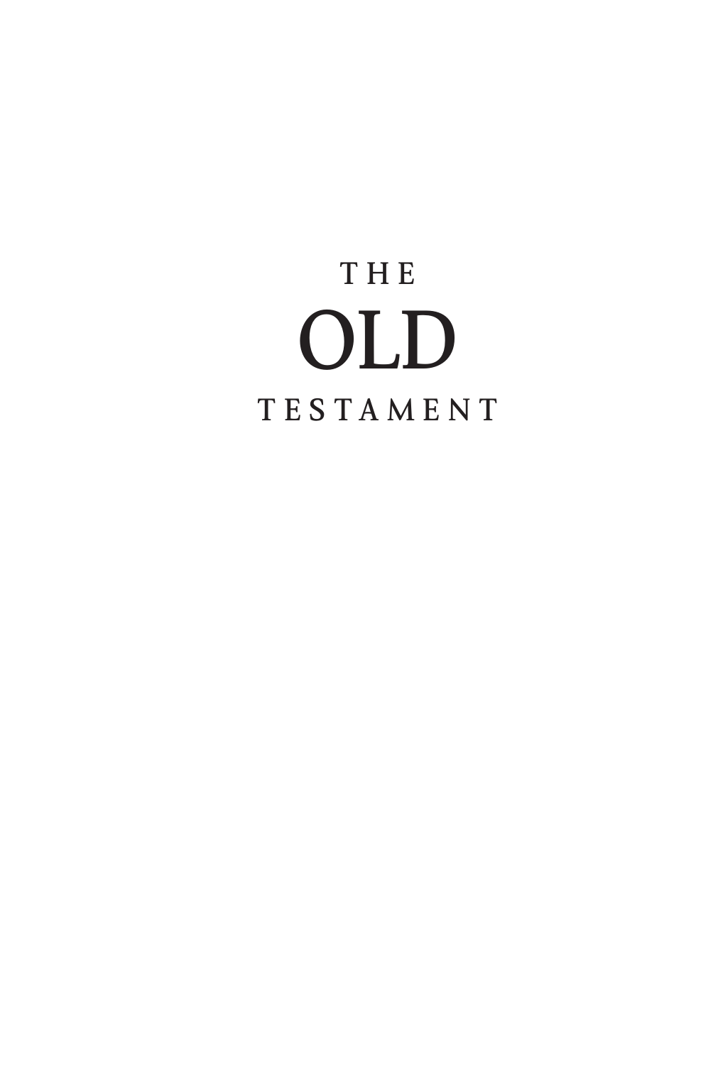# THE OLD TESTAMENT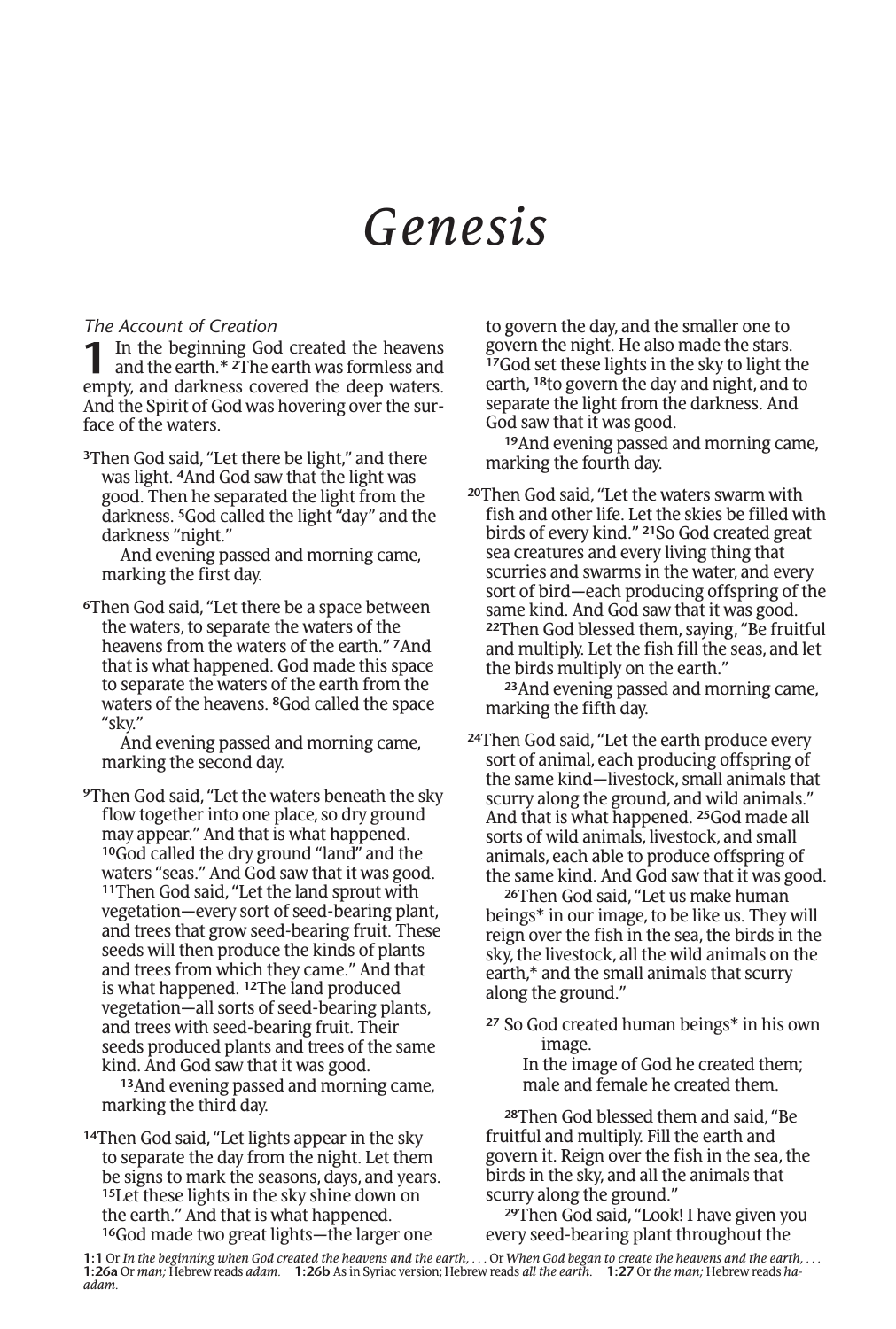# Genesis

*The Account of Creation*

**1** In the beginning God created the heavens and the earth.* [2]The earth was formless and empty, and darkness covered the deep waters. And the Spirit of God was hovering over the surface of the waters.

[3]Then God said, "Let there be light," and there was light. [4]And God saw that the light was good. Then he separated the light from the darkness. [5]God called the light "day" and the darkness "night."

And evening passed and morning came, marking the first day.

[6]Then God said, "Let there be a space between the waters, to separate the waters of the heavens from the waters of the earth." [7]And that is what happened. God made this space to separate the waters of the earth from the waters of the heavens. [8]God called the space "sky."

And evening passed and morning came, marking the second day.

[9]Then God said, "Let the waters beneath the sky flow together into one place, so dry ground may appear." And that is what happened. [10]God called the dry ground "land" and the waters "seas." And God saw that it was good. [11]Then God said, "Let the land sprout with vegetation—every sort of seed-bearing plant, and trees that grow seed-bearing fruit. These seeds will then produce the kinds of plants and trees from which they came." And that is what happened. [12]The land produced vegetation—all sorts of seed-bearing plants, and trees with seed-bearing fruit. Their seeds produced plants and trees of the same kind. And God saw that it was good.

[13]And evening passed and morning came, marking the third day.

[14]Then God said, "Let lights appear in the sky to separate the day from the night. Let them be signs to mark the seasons, days, and years. [15]Let these lights in the sky shine down on the earth." And that is what happened. [16]God made two great lights—the larger one to govern the day, and the smaller one to govern the night. He also made the stars. [17]God set these lights in the sky to light the earth, [18]to govern the day and night, and to separate the light from the darkness. And God saw that it was good.

[19]And evening passed and morning came, marking the fourth day.

[20]Then God said, "Let the waters swarm with fish and other life. Let the skies be filled with birds of every kind." [21]So God created great sea creatures and every living thing that scurries and swarms in the water, and every sort of bird—each producing offspring of the same kind. And God saw that it was good. [22]Then God blessed them, saying, "Be fruitful and multiply. Let the fish fill the seas, and let the birds multiply on the earth."

[23]And evening passed and morning came, marking the fifth day.

[24]Then God said, "Let the earth produce every sort of animal, each producing offspring of the same kind—livestock, small animals that scurry along the ground, and wild animals." And that is what happened. [25]God made all sorts of wild animals, livestock, and small animals, each able to produce offspring of the same kind. And God saw that it was good.

[26]Then God said, "Let us make human beings* in our image, to be like us. They will reign over the fish in the sea, the birds in the sky, the livestock, all the wild animals on the earth,* and the small animals that scurry along the ground."

[27] So God created human beings* in his own image.
In the image of God he created them;
male and female he created them.

[28]Then God blessed them and said, "Be fruitful and multiply. Fill the earth and govern it. Reign over the fish in the sea, the birds in the sky, and all the animals that scurry along the ground."

[29]Then God said, "Look! I have given you every seed-bearing plant throughout the

**1:1** Or *In the beginning when God created the heavens and the earth, . . .* Or *When God began to create the heavens and the earth, . . .* **1:26a** Or *man;* Hebrew reads *adam.* **1:26b** As in Syriac version; Hebrew reads *all the earth.* **1:27** Or *the man;* Hebrew reads *ha-adam.*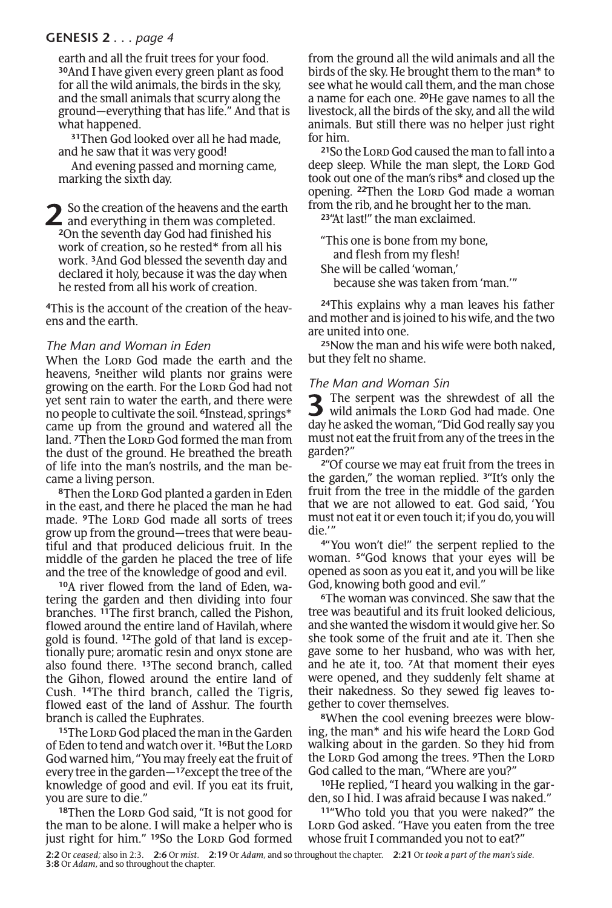earth and all the fruit trees for your food. [30]And I have given every green plant as food for all the wild animals, the birds in the sky, and the small animals that scurry along the ground—everything that has life." And that is what happened.

[31]Then God looked over all he had made, and he saw that it was very good!

And evening passed and morning came, marking the sixth day.

**2** So the creation of the heavens and the earth and everything in them was completed. [2]On the seventh day God had finished his work of creation, so he rested* from all his work. [3]And God blessed the seventh day and declared it holy, because it was the day when he rested from all his work of creation.

[4]This is the account of the creation of the heavens and the earth.

### *The Man and Woman in Eden*

When the LORD God made the earth and the heavens, [5]neither wild plants nor grains were growing on the earth. For the LORD God had not yet sent rain to water the earth, and there were no people to cultivate the soil. [6]Instead, springs* came up from the ground and watered all the land. [7]Then the LORD God formed the man from the dust of the ground. He breathed the breath of life into the man's nostrils, and the man became a living person.

[8]Then the LORD God planted a garden in Eden in the east, and there he placed the man he had made. [9]The LORD God made all sorts of trees grow up from the ground—trees that were beautiful and that produced delicious fruit. In the middle of the garden he placed the tree of life and the tree of the knowledge of good and evil.

[10]A river flowed from the land of Eden, watering the garden and then dividing into four branches. [11]The first branch, called the Pishon, flowed around the entire land of Havilah, where gold is found. [12]The gold of that land is exceptionally pure; aromatic resin and onyx stone are also found there. [13]The second branch, called the Gihon, flowed around the entire land of Cush. [14]The third branch, called the Tigris, flowed east of the land of Asshur. The fourth branch is called the Euphrates.

[15]The LORD God placed the man in the Garden of Eden to tend and watch over it. [16]But the LORD God warned him, "You may freely eat the fruit of every tree in the garden—[17]except the tree of the knowledge of good and evil. If you eat its fruit, you are sure to die."

[18]Then the LORD God said, "It is not good for the man to be alone. I will make a helper who is just right for him." [19]So the LORD God formed from the ground all the wild animals and all the birds of the sky. He brought them to the man* to see what he would call them, and the man chose a name for each one. [20]He gave names to all the livestock, all the birds of the sky, and all the wild animals. But still there was no helper just right for him.

[21]So the LORD God caused the man to fall into a deep sleep. While the man slept, the LORD God took out one of the man's ribs* and closed up the opening. [22]Then the LORD God made a woman from the rib, and he brought her to the man.

[23]"At last!" the man exclaimed.

"This one is bone from my bone,
 and flesh from my flesh!
She will be called 'woman,'
 because she was taken from 'man.'"

[24]This explains why a man leaves his father and mother and is joined to his wife, and the two are united into one.

[25]Now the man and his wife were both naked, but they felt no shame.

### *The Man and Woman Sin*

**3** The serpent was the shrewdest of all the wild animals the LORD God had made. One day he asked the woman, "Did God really say you must not eat the fruit from any of the trees in the garden?"

[2]"Of course we may eat fruit from the trees in the garden," the woman replied. [3]"It's only the fruit from the tree in the middle of the garden that we are not allowed to eat. God said, 'You must not eat it or even touch it; if you do, you will die.'"

[4]"You won't die!" the serpent replied to the woman. [5]"God knows that your eyes will be opened as soon as you eat it, and you will be like God, knowing both good and evil."

[6]The woman was convinced. She saw that the tree was beautiful and its fruit looked delicious, and she wanted the wisdom it would give her. So she took some of the fruit and ate it. Then she gave some to her husband, who was with her, and he ate it, too. [7]At that moment their eyes were opened, and they suddenly felt shame at their nakedness. So they sewed fig leaves together to cover themselves.

[8]When the cool evening breezes were blowing, the man* and his wife heard the LORD God walking about in the garden. So they hid from the LORD God among the trees. [9]Then the LORD God called to the man, "Where are you?"

[10]He replied, "I heard you walking in the garden, so I hid. I was afraid because I was naked."

[11]"Who told you that you were naked?" the LORD God asked. "Have you eaten from the tree whose fruit I commanded you not to eat?"

**2:2** Or *ceased;* also in 2:3. **2:6** Or *mist.* **2:19** Or *Adam,* and so throughout the chapter. **2:21** Or *took a part of the man's side.* **3:8** Or *Adam,* and so throughout the chapter.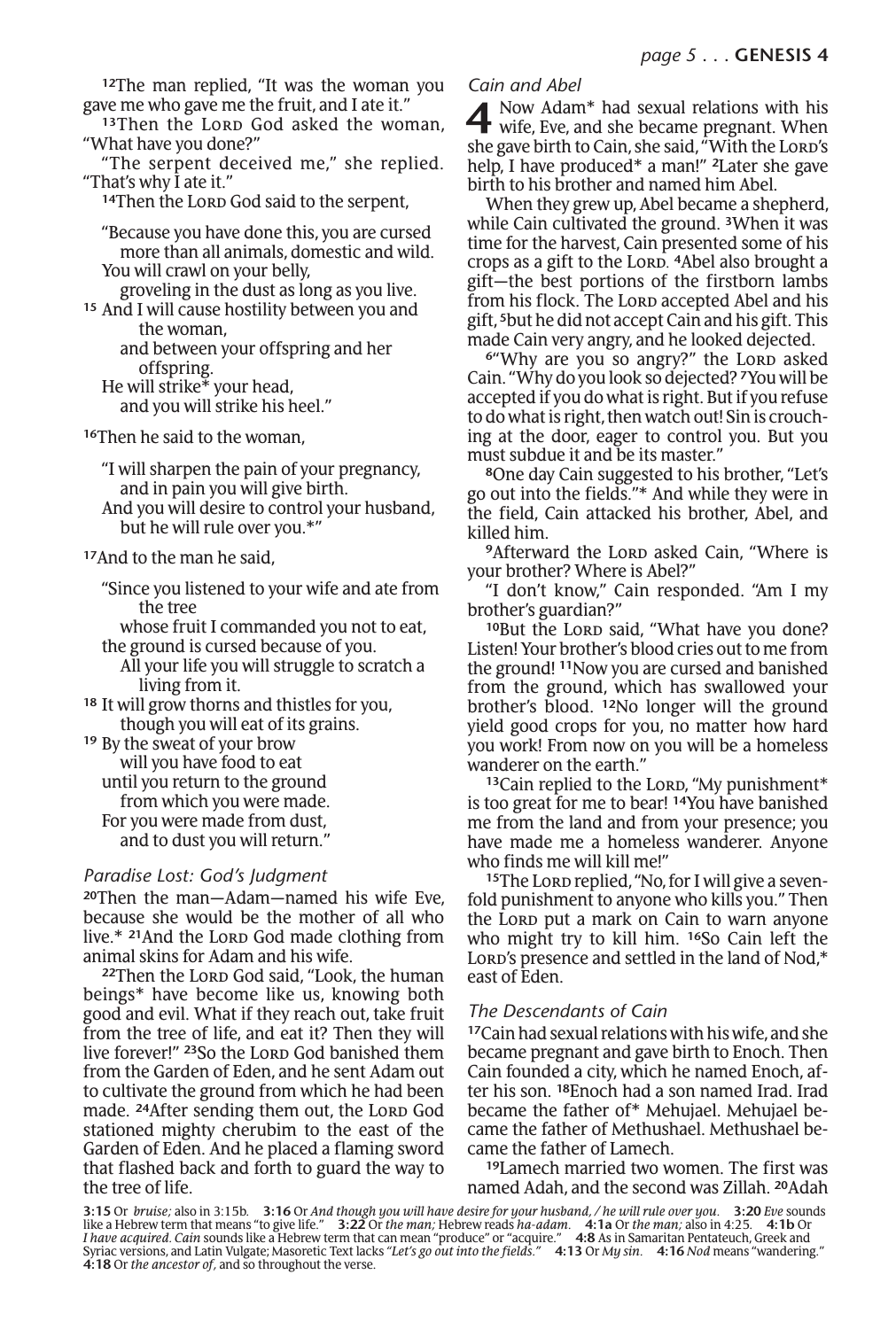[12]The man replied, "It was the woman you gave me who gave me the fruit, and I ate it."

[13]Then the LORD God asked the woman, "What have you done?"

"The serpent deceived me," she replied. "That's why I ate it."

[14]Then the LORD God said to the serpent,

"Because you have done this, you are cursed
more than all animals, domestic and wild.
You will crawl on your belly,
groveling in the dust as long as you live.
[15] And I will cause hostility between you and
the woman,
and between your offspring and her
offspring.
He will strike* your head,
and you will strike his heel."

[16]Then he said to the woman,

"I will sharpen the pain of your pregnancy,
and in pain you will give birth.
And you will desire to control your husband,
but he will rule over you.*"

[17]And to the man he said,

"Since you listened to your wife and ate from
the tree
whose fruit I commanded you not to eat,
the ground is cursed because of you.
All your life you will struggle to scratch a
living from it.
[18] It will grow thorns and thistles for you,
though you will eat of its grains.
[19] By the sweat of your brow
will you have food to eat
until you return to the ground
from which you were made.
For you were made from dust,
and to dust you will return."

### *Paradise Lost: God's Judgment*

[20]Then the man—Adam—named his wife Eve, because she would be the mother of all who live.* [21]And the LORD God made clothing from animal skins for Adam and his wife.

[22]Then the LORD God said, "Look, the human beings* have become like us, knowing both good and evil. What if they reach out, take fruit from the tree of life, and eat it? Then they will live forever!" [23]So the LORD God banished them from the Garden of Eden, and he sent Adam out to cultivate the ground from which he had been made. [24]After sending them out, the LORD God stationed mighty cherubim to the east of the Garden of Eden. And he placed a flaming sword that flashed back and forth to guard the way to the tree of life.

### *Cain and Abel*

**4** Now Adam* had sexual relations with his wife, Eve, and she became pregnant. When she gave birth to Cain, she said, "With the LORD's help, I have produced* a man!" [2]Later she gave birth to his brother and named him Abel.

When they grew up, Abel became a shepherd, while Cain cultivated the ground. [3]When it was time for the harvest, Cain presented some of his crops as a gift to the LORD. [4]Abel also brought a gift—the best portions of the firstborn lambs from his flock. The LORD accepted Abel and his gift, [5]but he did not accept Cain and his gift. This made Cain very angry, and he looked dejected.

[6]"Why are you so angry?" the LORD asked Cain. "Why do you look so dejected? [7]You will be accepted if you do what is right. But if you refuse to do what is right, then watch out! Sin is crouching at the door, eager to control you. But you must subdue it and be its master."

[8]One day Cain suggested to his brother, "Let's go out into the fields."* And while they were in the field, Cain attacked his brother, Abel, and killed him.

[9]Afterward the LORD asked Cain, "Where is your brother? Where is Abel?"

"I don't know," Cain responded. "Am I my brother's guardian?"

[10]But the LORD said, "What have you done? Listen! Your brother's blood cries out to me from the ground! [11]Now you are cursed and banished from the ground, which has swallowed your brother's blood. [12]No longer will the ground yield good crops for you, no matter how hard you work! From now on you will be a homeless wanderer on the earth."

[13]Cain replied to the LORD, "My punishment* is too great for me to bear! [14]You have banished me from the land and from your presence; you have made me a homeless wanderer. Anyone who finds me will kill me!"

[15]The LORD replied, "No, for I will give a sevenfold punishment to anyone who kills you." Then the LORD put a mark on Cain to warn anyone who might try to kill him. [16]So Cain left the LORD's presence and settled in the land of Nod,* east of Eden.

### *The Descendants of Cain*

[17]Cain had sexual relations with his wife, and she became pregnant and gave birth to Enoch. Then Cain founded a city, which he named Enoch, after his son. [18]Enoch had a son named Irad. Irad became the father of* Mehujael. Mehujael became the father of Methushael. Methushael became the father of Lamech.

[19]Lamech married two women. The first was named Adah, and the second was Zillah. [20]Adah

**3:15** Or *bruise;* also in 3:15b. **3:16** Or *And though you will have desire for your husband, / he will rule over you.* **3:20** *Eve* sounds like a Hebrew term that means "to give life." **3:22** Or *the man;* Hebrew reads *ha-adam.* **4:1a** Or *the man;* also in 4:25. **4:1b** Or *I have acquired. Cain* sounds like a Hebrew term that can mean "produce" or "acquire." **4:8** As in Samaritan Pentateuch, Greek and Syriac versions, and Latin Vulgate; Masoretic Text lacks *"Let's go out into the fields."* **4:13** Or *My sin.* **4:16** *Nod* means "wandering." **4:18** Or *the ancestor of,* and so throughout the verse.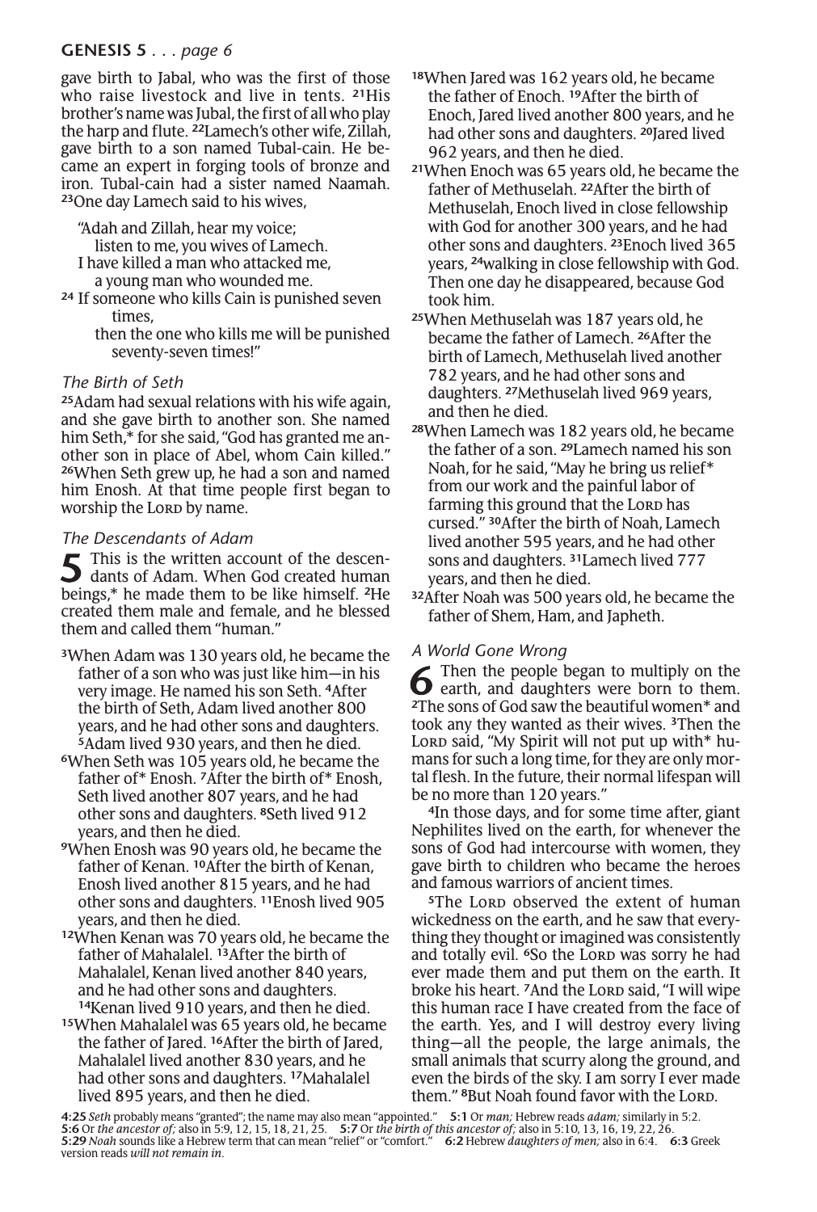gave birth to Jabal, who was the first of those who raise livestock and live in tents. [21]His brother's name was Jubal, the first of all who play the harp and flute. [22]Lamech's other wife, Zillah, gave birth to a son named Tubal-cain. He became an expert in forging tools of bronze and iron. Tubal-cain had a sister named Naamah. [23]One day Lamech said to his wives,

"Adah and Zillah, hear my voice;
listen to me, you wives of Lamech.
I have killed a man who attacked me,
a young man who wounded me.
[24] If someone who kills Cain is punished seven times,
then the one who kills me will be punished seventy-seven times!"

### *The Birth of Seth*

[25]Adam had sexual relations with his wife again, and she gave birth to another son. She named him Seth,* for she said, "God has granted me another son in place of Abel, whom Cain killed." [26]When Seth grew up, he had a son and named him Enosh. At that time people first began to worship the LORD by name.

### *The Descendants of Adam*

**5** This is the written account of the descendants of Adam. When God created human beings,* he made them to be like himself. [2]He created them male and female, and he blessed them and called them "human."

[3]When Adam was 130 years old, he became the father of a son who was just like him—in his very image. He named his son Seth. [4]After the birth of Seth, Adam lived another 800 years, and he had other sons and daughters. [5]Adam lived 930 years, and then he died.

[6]When Seth was 105 years old, he became the father of* Enosh. [7]After the birth of* Enosh, Seth lived another 807 years, and he had other sons and daughters. [8]Seth lived 912 years, and then he died.

[9]When Enosh was 90 years old, he became the father of Kenan. [10]After the birth of Kenan, Enosh lived another 815 years, and he had other sons and daughters. [11]Enosh lived 905 years, and then he died.

[12]When Kenan was 70 years old, he became the father of Mahalalel. [13]After the birth of Mahalalel, Kenan lived another 840 years, and he had other sons and daughters. [14]Kenan lived 910 years, and then he died.

[15]When Mahalalel was 65 years old, he became the father of Jared. [16]After the birth of Jared, Mahalalel lived another 830 years, and he had other sons and daughters. [17]Mahalalel lived 895 years, and then he died.

[18]When Jared was 162 years old, he became the father of Enoch. [19]After the birth of Enoch, Jared lived another 800 years, and he had other sons and daughters. [20]Jared lived 962 years, and then he died.

[21]When Enoch was 65 years old, he became the father of Methuselah. [22]After the birth of Methuselah, Enoch lived in close fellowship with God for another 300 years, and he had other sons and daughters. [23]Enoch lived 365 years, [24]walking in close fellowship with God. Then one day he disappeared, because God took him.

[25]When Methuselah was 187 years old, he became the father of Lamech. [26]After the birth of Lamech, Methuselah lived another 782 years, and he had other sons and daughters. [27]Methuselah lived 969 years, and then he died.

[28]When Lamech was 182 years old, he became the father of a son. [29]Lamech named his son Noah, for he said, "May he bring us relief* from our work and the painful labor of farming this ground that the LORD has cursed." [30]After the birth of Noah, Lamech lived another 595 years, and he had other sons and daughters. [31]Lamech lived 777 years, and then he died.

[32]After Noah was 500 years old, he became the father of Shem, Ham, and Japheth.

### *A World Gone Wrong*

**6** Then the people began to multiply on the earth, and daughters were born to them. [2]The sons of God saw the beautiful women* and took any they wanted as their wives. [3]Then the LORD said, "My Spirit will not put up with* humans for such a long time, for they are only mortal flesh. In the future, their normal lifespan will be no more than 120 years."

[4]In those days, and for some time after, giant Nephilites lived on the earth, for whenever the sons of God had intercourse with women, they gave birth to children who became the heroes and famous warriors of ancient times.

[5]The LORD observed the extent of human wickedness on the earth, and he saw that everything they thought or imagined was consistently and totally evil. [6]So the LORD was sorry he had ever made them and put them on the earth. It broke his heart. [7]And the LORD said, "I will wipe this human race I have created from the face of the earth. Yes, and I will destroy every living thing—all the people, the large animals, the small animals that scurry along the ground, and even the birds of the sky. I am sorry I ever made them." [8]But Noah found favor with the LORD.

**4:25** *Seth* probably means "granted"; the name may also mean "appointed." **5:1** Or *man;* Hebrew reads *adam;* similarly in 5:2. **5:6** Or *the ancestor of;* also in 5:9, 12, 15, 18, 21, 25. **5:7** Or *the birth of this ancestor of;* also in 5:10, 13, 16, 19, 22, 26. **5:29** *Noah* sounds like a Hebrew term that can mean "relief" or "comfort." **6:2** Hebrew *daughters of men;* also in 6:4. **6:3** Greek version reads *will not remain in.*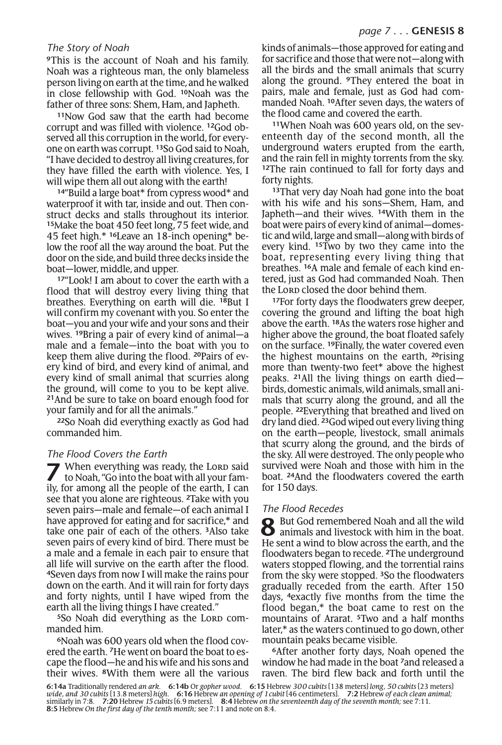### *The Story of Noah*

[9]This is the account of Noah and his family. Noah was a righteous man, the only blameless person living on earth at the time, and he walked in close fellowship with God. [10]Noah was the father of three sons: Shem, Ham, and Japheth.

[11]Now God saw that the earth had become corrupt and was filled with violence. [12]God observed all this corruption in the world, for everyone on earth was corrupt. [13]So God said to Noah, "I have decided to destroy all living creatures, for they have filled the earth with violence. Yes, I will wipe them all out along with the earth!

[14]"Build a large boat* from cypress wood* and waterproof it with tar, inside and out. Then construct decks and stalls throughout its interior. [15]Make the boat 450 feet long, 75 feet wide, and 45 feet high.* [16]Leave an 18-inch opening* below the roof all the way around the boat. Put the door on the side, and build three decks inside the boat—lower, middle, and upper.

[17]"Look! I am about to cover the earth with a flood that will destroy every living thing that breathes. Everything on earth will die. [18]But I will confirm my covenant with you. So enter the boat—you and your wife and your sons and their wives. [19]Bring a pair of every kind of animal—a male and a female—into the boat with you to keep them alive during the flood. [20]Pairs of every kind of bird, and every kind of animal, and every kind of small animal that scurries along the ground, will come to you to be kept alive. [21]And be sure to take on board enough food for your family and for all the animals."

[22]So Noah did everything exactly as God had commanded him.

### *The Flood Covers the Earth*

**7** When everything was ready, the LORD said to Noah, "Go into the boat with all your family, for among all the people of the earth, I can see that you alone are righteous. [2]Take with you seven pairs—male and female—of each animal I have approved for eating and for sacrifice,* and take one pair of each of the others. [3]Also take seven pairs of every kind of bird. There must be a male and a female in each pair to ensure that all life will survive on the earth after the flood. [4]Seven days from now I will make the rains pour down on the earth. And it will rain for forty days and forty nights, until I have wiped from the earth all the living things I have created."

[5]So Noah did everything as the LORD commanded him.

[6]Noah was 600 years old when the flood covered the earth. [7]He went on board the boat to escape the flood—he and his wife and his sons and their wives. [8]With them were all the various kinds of animals—those approved for eating and for sacrifice and those that were not—along with all the birds and the small animals that scurry along the ground. [9]They entered the boat in pairs, male and female, just as God had commanded Noah. [10]After seven days, the waters of the flood came and covered the earth.

[11]When Noah was 600 years old, on the seventeenth day of the second month, all the underground waters erupted from the earth, and the rain fell in mighty torrents from the sky. [12]The rain continued to fall for forty days and forty nights.

[13]That very day Noah had gone into the boat with his wife and his sons—Shem, Ham, and Japheth—and their wives. [14]With them in the boat were pairs of every kind of animal—domestic and wild, large and small—along with birds of every kind. [15]Two by two they came into the boat, representing every living thing that breathes. [16]A male and female of each kind entered, just as God had commanded Noah. Then the LORD closed the door behind them.

[17]For forty days the floodwaters grew deeper, covering the ground and lifting the boat high above the earth. [18]As the waters rose higher and higher above the ground, the boat floated safely on the surface. [19]Finally, the water covered even the highest mountains on the earth, [20]rising more than twenty-two feet* above the highest peaks. [21]All the living things on earth died—birds, domestic animals, wild animals, small animals that scurry along the ground, and all the people. [22]Everything that breathed and lived on dry land died. [23]God wiped out every living thing on the earth—people, livestock, small animals that scurry along the ground, and the birds of the sky. All were destroyed. The only people who survived were Noah and those with him in the boat. [24]And the floodwaters covered the earth for 150 days.

### *The Flood Recedes*

**8** But God remembered Noah and all the wild animals and livestock with him in the boat. He sent a wind to blow across the earth, and the floodwaters began to recede. [2]The underground waters stopped flowing, and the torrential rains from the sky were stopped. [3]So the floodwaters gradually receded from the earth. After 150 days, [4]exactly five months from the time the flood began,* the boat came to rest on the mountains of Ararat. [5]Two and a half months later,* as the waters continued to go down, other mountain peaks became visible.

[6]After another forty days, Noah opened the window he had made in the boat [7]and released a raven. The bird flew back and forth until the

**6:14a** Traditionally rendered *an ark.* **6:14b** Or *gopher wood.* **6:15** Hebrew *300 cubits* [138 meters] *long, 50 cubits* [23 meters] *wide, and 30 cubits* [13.8 meters] *high.* **6:16** Hebrew *an opening of 1 cubit* [46 centimeters]. **7:2** Hebrew *of each clean animal;* similarly in 7:8. **7:20** Hebrew *15 cubits* [6.9 meters]. **8:4** Hebrew *on the seventeenth day of the seventh month;* see 7:11. **8:5** Hebrew *On the first day of the tenth month;* see 7:11 and note on 8:4.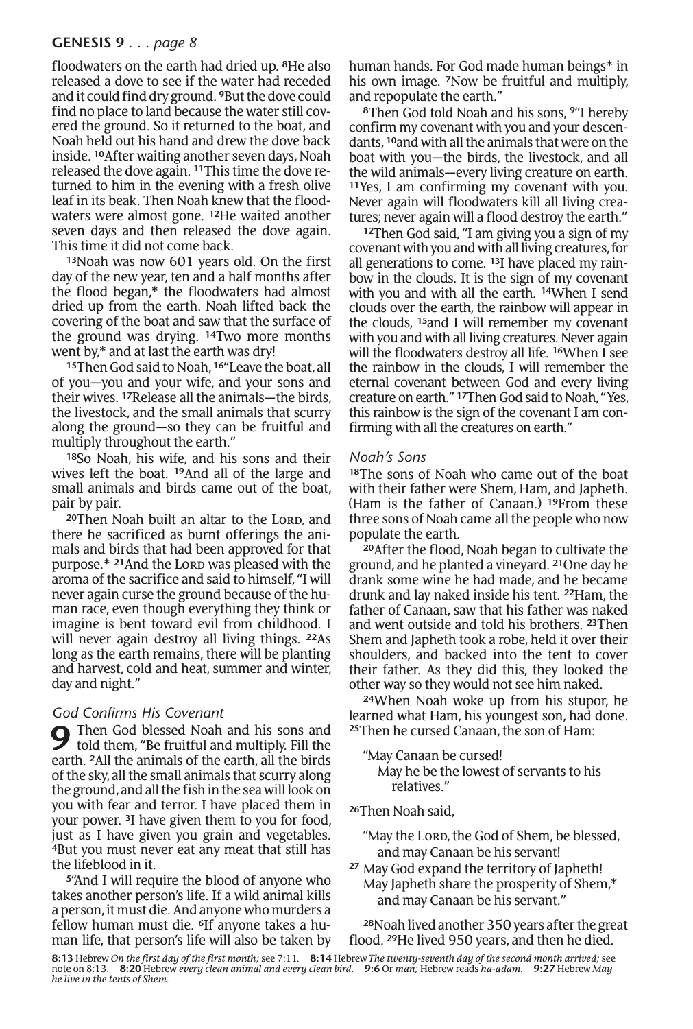floodwaters on the earth had dried up. [8]He also released a dove to see if the water had receded and it could find dry ground. [9]But the dove could find no place to land because the water still covered the ground. So it returned to the boat, and Noah held out his hand and drew the dove back inside. [10]After waiting another seven days, Noah released the dove again. [11]This time the dove returned to him in the evening with a fresh olive leaf in its beak. Then Noah knew that the floodwaters were almost gone. [12]He waited another seven days and then released the dove again. This time it did not come back.

[13]Noah was now 601 years old. On the first day of the new year, ten and a half months after the flood began,* the floodwaters had almost dried up from the earth. Noah lifted back the covering of the boat and saw that the surface of the ground was drying. [14]Two more months went by,* and at last the earth was dry!

[15]Then God said to Noah, [16]"Leave the boat, all of you—you and your wife, and your sons and their wives. [17]Release all the animals—the birds, the livestock, and the small animals that scurry along the ground—so they can be fruitful and multiply throughout the earth."

[18]So Noah, his wife, and his sons and their wives left the boat. [19]And all of the large and small animals and birds came out of the boat, pair by pair.

[20]Then Noah built an altar to the LORD, and there he sacrificed as burnt offerings the animals and birds that had been approved for that purpose.* [21]And the LORD was pleased with the aroma of the sacrifice and said to himself, "I will never again curse the ground because of the human race, even though everything they think or imagine is bent toward evil from childhood. I will never again destroy all living things. [22]As long as the earth remains, there will be planting and harvest, cold and heat, summer and winter, day and night."

### *God Confirms His Covenant*

**9** Then God blessed Noah and his sons and told them, "Be fruitful and multiply. Fill the earth. [2]All the animals of the earth, all the birds of the sky, all the small animals that scurry along the ground, and all the fish in the sea will look on you with fear and terror. I have placed them in your power. [3]I have given them to you for food, just as I have given you grain and vegetables. [4]But you must never eat any meat that still has the lifeblood in it.

[5]"And I will require the blood of anyone who takes another person's life. If a wild animal kills a person, it must die. And anyone who murders a fellow human must die. [6]If anyone takes a human life, that person's life will also be taken by human hands. For God made human beings* in his own image. [7]Now be fruitful and multiply, and repopulate the earth."

[8]Then God told Noah and his sons, [9]"I hereby confirm my covenant with you and your descendants, [10]and with all the animals that were on the boat with you—the birds, the livestock, and all the wild animals—every living creature on earth. [11]Yes, I am confirming my covenant with you. Never again will floodwaters kill all living creatures; never again will a flood destroy the earth."

[12]Then God said, "I am giving you a sign of my covenant with you and with all living creatures, for all generations to come. [13]I have placed my rainbow in the clouds. It is the sign of my covenant with you and with all the earth. [14]When I send clouds over the earth, the rainbow will appear in the clouds, [15]and I will remember my covenant with you and with all living creatures. Never again will the floodwaters destroy all life. [16]When I see the rainbow in the clouds, I will remember the eternal covenant between God and every living creature on earth." [17]Then God said to Noah, "Yes, this rainbow is the sign of the covenant I am confirming with all the creatures on earth."

### *Noah's Sons*

[18]The sons of Noah who came out of the boat with their father were Shem, Ham, and Japheth. (Ham is the father of Canaan.) [19]From these three sons of Noah came all the people who now populate the earth.

[20]After the flood, Noah began to cultivate the ground, and he planted a vineyard. [21]One day he drank some wine he had made, and he became drunk and lay naked inside his tent. [22]Ham, the father of Canaan, saw that his father was naked and went outside and told his brothers. [23]Then Shem and Japheth took a robe, held it over their shoulders, and backed into the tent to cover their father. As they did this, they looked the other way so they would not see him naked.

[24]When Noah woke up from his stupor, he learned what Ham, his youngest son, had done. [25]Then he cursed Canaan, the son of Ham:

> "May Canaan be cursed!
> May he be the lowest of servants to his relatives."

[26]Then Noah said,

> "May the LORD, the God of Shem, be blessed,
> and may Canaan be his servant!
> [27] May God expand the territory of Japheth!
> May Japheth share the prosperity of Shem,*
> and may Canaan be his servant."

[28]Noah lived another 350 years after the great flood. [29]He lived 950 years, and then he died.

**8:13** Hebrew *On the first day of the first month;* see 7:11. **8:14** Hebrew *The twenty-seventh day of the second month arrived;* see note on 8:13. **8:20** Hebrew *every clean animal and every clean bird.* **9:6** Or *man;* Hebrew reads *ha-adam.* **9:27** Hebrew *May he live in the tents of Shem.*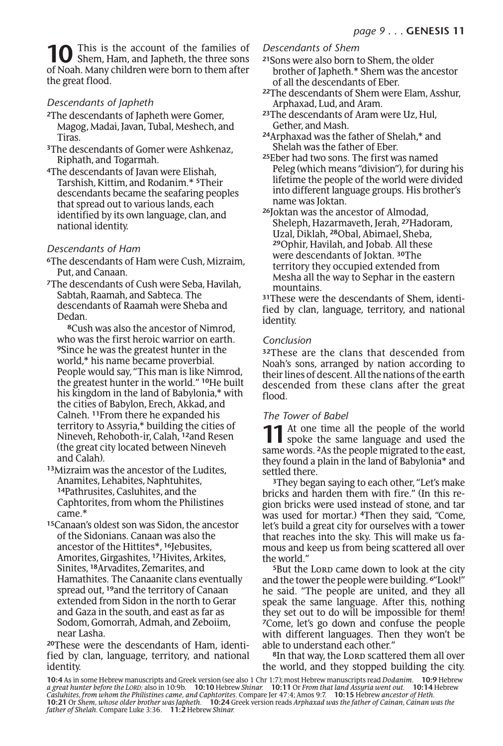**10** This is the account of the families of Shem, Ham, and Japheth, the three sons of Noah. Many children were born to them after the great flood.

*Descendants of Japheth*

[2]The descendants of Japheth were Gomer, Magog, Madai, Javan, Tubal, Meshech, and Tiras.

[3]The descendants of Gomer were Ashkenaz, Riphath, and Togarmah.

[4]The descendants of Javan were Elishah, Tarshish, Kittim, and Rodanim.* [5]Their descendants became the seafaring peoples that spread out to various lands, each identified by its own language, clan, and national identity.

*Descendants of Ham*

[6]The descendants of Ham were Cush, Mizraim, Put, and Canaan.

[7]The descendants of Cush were Seba, Havilah, Sabtah, Raamah, and Sabteca. The descendants of Raamah were Sheba and Dedan.

[8]Cush was also the ancestor of Nimrod, who was the first heroic warrior on earth. [9]Since he was the greatest hunter in the world,* his name became proverbial. People would say, "This man is like Nimrod, the greatest hunter in the world." [10]He built his kingdom in the land of Babylonia,* with the cities of Babylon, Erech, Akkad, and Calneh. [11]From there he expanded his territory to Assyria,* building the cities of Nineveh, Rehoboth-ir, Calah, [12]and Resen (the great city located between Nineveh and Calah).

[13]Mizraim was the ancestor of the Ludites, Anamites, Lehabites, Naphtuhites, [14]Pathrusites, Casluhites, and the Caphtorites, from whom the Philistines came.*

[15]Canaan's oldest son was Sidon, the ancestor of the Sidonians. Canaan was also the ancestor of the Hittites*, [16]Jebusites, Amorites, Girgashites, [17]Hivites, Arkites, Sinites, [18]Arvadites, Zemarites, and Hamathites. The Canaanite clans eventually spread out, [19]and the territory of Canaan extended from Sidon in the north to Gerar and Gaza in the south, and east as far as Sodom, Gomorrah, Admah, and Zeboiim, near Lasha.

[20]These were the descendants of Ham, identified by clan, language, territory, and national identity.

*Descendants of Shem*

[21]Sons were also born to Shem, the older brother of Japheth.* Shem was the ancestor of all the descendants of Eber.

[22]The descendants of Shem were Elam, Asshur, Arphaxad, Lud, and Aram.

[23]The descendants of Aram were Uz, Hul, Gether, and Mash.

[24]Arphaxad was the father of Shelah,* and Shelah was the father of Eber.

[25]Eber had two sons. The first was named Peleg (which means "division"), for during his lifetime the people of the world were divided into different language groups. His brother's name was Joktan.

[26]Joktan was the ancestor of Almodad, Sheleph, Hazarmaveth, Jerah, [27]Hadoram, Uzal, Diklah, [28]Obal, Abimael, Sheba, [29]Ophir, Havilah, and Jobab. All these were descendants of Joktan. [30]The territory they occupied extended from Mesha all the way to Sephar in the eastern mountains.

[31]These were the descendants of Shem, identified by clan, language, territory, and national identity.

*Conclusion*

[32]These are the clans that descended from Noah's sons, arranged by nation according to their lines of descent. All the nations of the earth descended from these clans after the great flood.

*The Tower of Babel*

**11** At one time all the people of the world spoke the same language and used the same words. [2]As the people migrated to the east, they found a plain in the land of Babylonia* and settled there.

[3]They began saying to each other, "Let's make bricks and harden them with fire." (In this region bricks were used instead of stone, and tar was used for mortar.) [4]Then they said, "Come, let's build a great city for ourselves with a tower that reaches into the sky. This will make us famous and keep us from being scattered all over the world."

[5]But the LORD came down to look at the city and the tower the people were building. [6]"Look!" he said. "The people are united, and they all speak the same language. After this, nothing they set out to do will be impossible for them! [7]Come, let's go down and confuse the people with different languages. Then they won't be able to understand each other."

[8]In that way, the LORD scattered them all over the world, and they stopped building the city.

**10:4** As in some Hebrew manuscripts and Greek version (see also 1 Chr 1:7); most Hebrew manuscripts read *Dodanim*. **10:9** Hebrew *a great hunter before the LORD;* also in 10:9b. **10:10** Hebrew *Shinar.* **10:11** Or *From that land Assyria went out.* **10:14** Hebrew *Casluhites, from whom the Philistines came, and Caphtorites.* Compare Jer 47:4; Amos 9:7. **10:15** Hebrew *ancestor of Heth.* **10:21** Or *Shem, whose older brother was Japheth.* **10:24** Greek version reads *Arphaxad was the father of Cainan, Cainan was the father of Shelah.* Compare Luke 3:36. **11:2** Hebrew *Shinar.*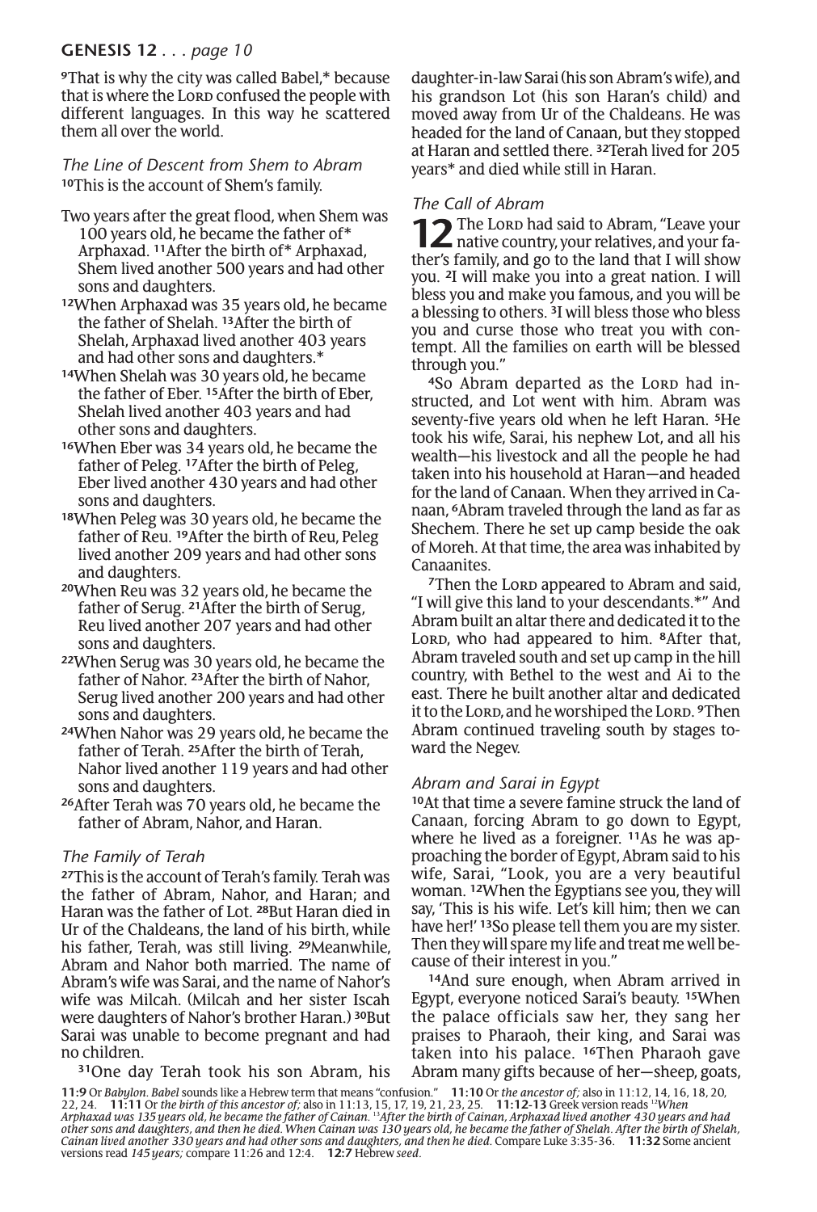⁹That is why the city was called Babel,* because that is where the LORD confused the people with different languages. In this way he scattered them all over the world.

### *The Line of Descent from Shem to Abram*

¹⁰This is the account of Shem's family.

Two years after the great flood, when Shem was 100 years old, he became the father of* Arphaxad. ¹¹After the birth of* Arphaxad, Shem lived another 500 years and had other sons and daughters.

¹²When Arphaxad was 35 years old, he became the father of Shelah. ¹³After the birth of Shelah, Arphaxad lived another 403 years and had other sons and daughters.*

¹⁴When Shelah was 30 years old, he became the father of Eber. ¹⁵After the birth of Eber, Shelah lived another 403 years and had other sons and daughters.

¹⁶When Eber was 34 years old, he became the father of Peleg. ¹⁷After the birth of Peleg, Eber lived another 430 years and had other sons and daughters.

¹⁸When Peleg was 30 years old, he became the father of Reu. ¹⁹After the birth of Reu, Peleg lived another 209 years and had other sons and daughters.

²⁰When Reu was 32 years old, he became the father of Serug. ²¹After the birth of Serug, Reu lived another 207 years and had other sons and daughters.

²²When Serug was 30 years old, he became the father of Nahor. ²³After the birth of Nahor, Serug lived another 200 years and had other sons and daughters.

²⁴When Nahor was 29 years old, he became the father of Terah. ²⁵After the birth of Terah, Nahor lived another 119 years and had other sons and daughters.

²⁶After Terah was 70 years old, he became the father of Abram, Nahor, and Haran.

### *The Family of Terah*

²⁷This is the account of Terah's family. Terah was the father of Abram, Nahor, and Haran; and Haran was the father of Lot. ²⁸But Haran died in Ur of the Chaldeans, the land of his birth, while his father, Terah, was still living. ²⁹Meanwhile, Abram and Nahor both married. The name of Abram's wife was Sarai, and the name of Nahor's wife was Milcah. (Milcah and her sister Iscah were daughters of Nahor's brother Haran.) ³⁰But Sarai was unable to become pregnant and had no children.

³¹One day Terah took his son Abram, his daughter-in-law Sarai (his son Abram's wife), and his grandson Lot (his son Haran's child) and moved away from Ur of the Chaldeans. He was headed for the land of Canaan, but they stopped at Haran and settled there. ³²Terah lived for 205 years* and died while still in Haran.

### *The Call of Abram*

**12** The LORD had said to Abram, "Leave your native country, your relatives, and your father's family, and go to the land that I will show you. ²I will make you into a great nation. I will bless you and make you famous, and you will be a blessing to others. ³I will bless those who bless you and curse those who treat you with contempt. All the families on earth will be blessed through you."

⁴So Abram departed as the LORD had instructed, and Lot went with him. Abram was seventy-five years old when he left Haran. ⁵He took his wife, Sarai, his nephew Lot, and all his wealth—his livestock and all the people he had taken into his household at Haran—and headed for the land of Canaan. When they arrived in Canaan, ⁶Abram traveled through the land as far as Shechem. There he set up camp beside the oak of Moreh. At that time, the area was inhabited by Canaanites.

⁷Then the LORD appeared to Abram and said, "I will give this land to your descendants.*" And Abram built an altar there and dedicated it to the LORD, who had appeared to him. ⁸After that, Abram traveled south and set up camp in the hill country, with Bethel to the west and Ai to the east. There he built another altar and dedicated it to the LORD, and he worshiped the LORD. ⁹Then Abram continued traveling south by stages toward the Negev.

### *Abram and Sarai in Egypt*

¹⁰At that time a severe famine struck the land of Canaan, forcing Abram to go down to Egypt, where he lived as a foreigner. ¹¹As he was approaching the border of Egypt, Abram said to his wife, Sarai, "Look, you are a very beautiful woman. ¹²When the Egyptians see you, they will say, 'This is his wife. Let's kill him; then we can have her!' ¹³So please tell them you are my sister. Then they will spare my life and treat me well because of their interest in you."

¹⁴And sure enough, when Abram arrived in Egypt, everyone noticed Sarai's beauty. ¹⁵When the palace officials saw her, they sang her praises to Pharaoh, their king, and Sarai was taken into his palace. ¹⁶Then Pharaoh gave Abram many gifts because of her—sheep, goats,

---

**11:9** Or *Babylon. Babel* sounds like a Hebrew term that means "confusion." **11:10** Or *the ancestor of;* also in 11:12, 14, 16, 18, 20, 22, 24. **11:11** Or *the birth of this ancestor of;* also in 11:13, 15, 17, 19, 21, 23, 25. **11:12-13** Greek version reads [12]*When Arphaxad was 135 years old, he became the father of Cainan.* [13]*After the birth of Cainan, Arphaxad lived another 430 years and had other sons and daughters, and then he died. When Cainan was 130 years old, he became the father of Shelah. After the birth of Shelah, Cainan lived another 330 years and had other sons and daughters, and then he died.* Compare Luke 3:35-36. **11:32** Some ancient versions read *145 years;* compare 11:26 and 12:4. **12:7** Hebrew *seed.*